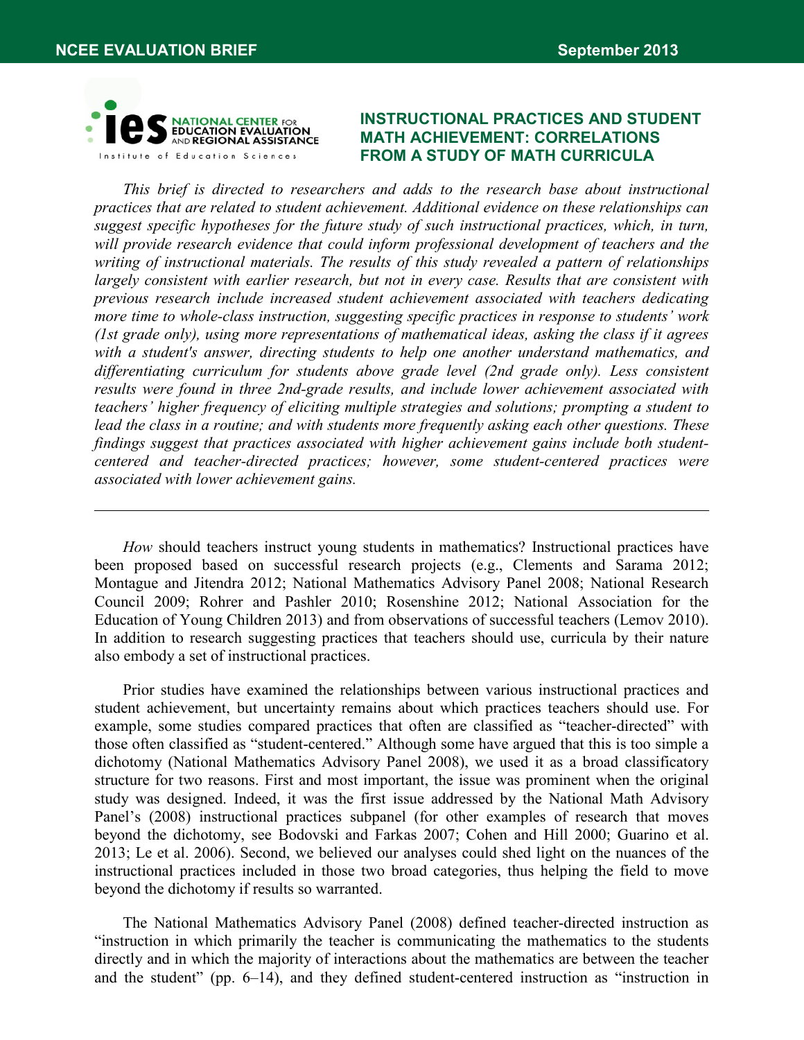NCEE EVALUATION BRIEF

September 2013

NATIONAL CENTER FOR EDUCATION EVALUATION AND REGIONAL ASSISTANCE

Institute of Education Sciences

# INSTRUCTIONAL PRACTICES AND STUDENT MATH ACHIEVEMENT: CORRELATIONS FROM A STUDY OF MATH CURRICULA

*This brief is directed to researchers and adds to the research base about instructional practices that are related to student achievement. Additional evidence on these relationships can suggest specific hypotheses for the future study of such instructional practices, which, in turn, will provide research evidence that could inform professional development of teachers and the writing of instructional materials. The results of this study revealed a pattern of relationships largely consistent with earlier research, but not in every case. Results that are consistent with previous research include increased student achievement associated with teachers dedicating more time to whole-class instruction, suggesting specific practices in response to students' work (1st grade only), using more representations of mathematical ideas, asking the class if it agrees with a student's answer, directing students to help one another understand mathematics, and differentiating curriculum for students above grade level (2nd grade only). Less consistent results were found in three 2nd-grade results, and include lower achievement associated with teachers' higher frequency of eliciting multiple strategies and solutions; prompting a student to lead the class in a routine; and with students more frequently asking each other questions. These findings suggest that practices associated with higher achievement gains include both student-centered and teacher-directed practices; however, some student-centered practices were associated with lower achievement gains.*

---

*How* should teachers instruct young students in mathematics? Instructional practices have been proposed based on successful research projects (e.g., Clements and Sarama 2012; Montague and Jitendra 2012; National Mathematics Advisory Panel 2008; National Research Council 2009; Rohrer and Pashler 2010; Rosenshine 2012; National Association for the Education of Young Children 2013) and from observations of successful teachers (Lemov 2010). In addition to research suggesting practices that teachers should use, curricula by their nature also embody a set of instructional practices.

Prior studies have examined the relationships between various instructional practices and student achievement, but uncertainty remains about which practices teachers should use. For example, some studies compared practices that often are classified as "teacher-directed" with those often classified as "student-centered." Although some have argued that this is too simple a dichotomy (National Mathematics Advisory Panel 2008), we used it as a broad classificatory structure for two reasons. First and most important, the issue was prominent when the original study was designed. Indeed, it was the first issue addressed by the National Math Advisory Panel's (2008) instructional practices subpanel (for other examples of research that moves beyond the dichotomy, see Bodovski and Farkas 2007; Cohen and Hill 2000; Guarino et al. 2013; Le et al. 2006). Second, we believed our analyses could shed light on the nuances of the instructional practices included in those two broad categories, thus helping the field to move beyond the dichotomy if results so warranted.

The National Mathematics Advisory Panel (2008) defined teacher-directed instruction as "instruction in which primarily the teacher is communicating the mathematics to the students directly and in which the majority of interactions about the mathematics are between the teacher and the student" (pp. 6–14), and they defined student-centered instruction as "instruction in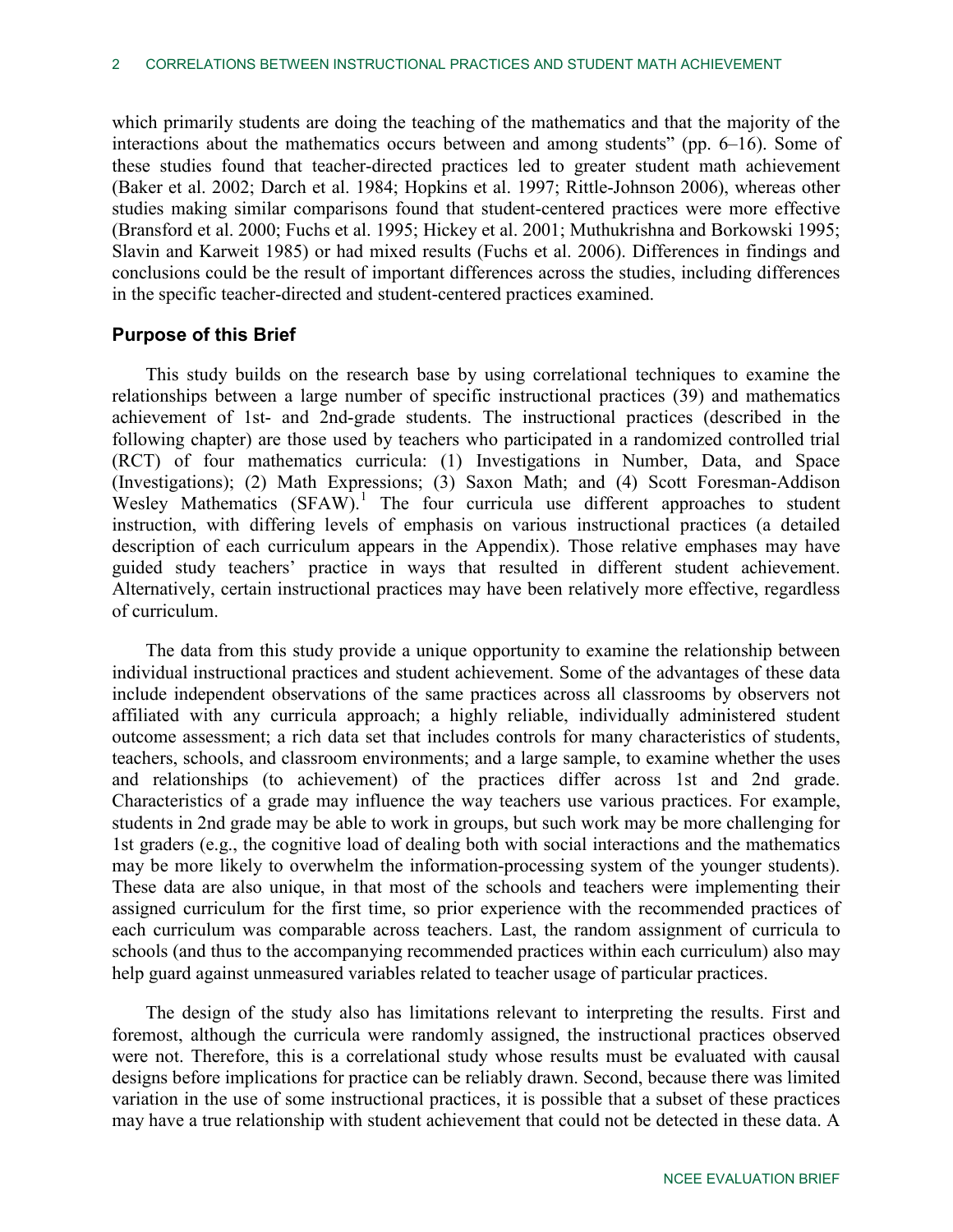which primarily students are doing the teaching of the mathematics and that the majority of the interactions about the mathematics occurs between and among students" (pp. 6–16). Some of these studies found that teacher-directed practices led to greater student math achievement (Baker et al. 2002; Darch et al. 1984; Hopkins et al. 1997; Rittle-Johnson 2006), whereas other studies making similar comparisons found that student-centered practices were more effective (Bransford et al. 2000; Fuchs et al. 1995; Hickey et al. 2001; Muthukrishna and Borkowski 1995; Slavin and Karweit 1985) or had mixed results (Fuchs et al. 2006). Differences in findings and conclusions could be the result of important differences across the studies, including differences in the specific teacher-directed and student-centered practices examined.

### Purpose of this Brief

This study builds on the research base by using correlational techniques to examine the relationships between a large number of specific instructional practices (39) and mathematics achievement of 1st- and 2nd-grade students. The instructional practices (described in the following chapter) are those used by teachers who participated in a randomized controlled trial (RCT) of four mathematics curricula: (1) Investigations in Number, Data, and Space (Investigations); (2) Math Expressions; (3) Saxon Math; and (4) Scott Foresman-Addison Wesley Mathematics (SFAW).[1] The four curricula use different approaches to student instruction, with differing levels of emphasis on various instructional practices (a detailed description of each curriculum appears in the Appendix). Those relative emphases may have guided study teachers' practice in ways that resulted in different student achievement. Alternatively, certain instructional practices may have been relatively more effective, regardless of curriculum.

The data from this study provide a unique opportunity to examine the relationship between individual instructional practices and student achievement. Some of the advantages of these data include independent observations of the same practices across all classrooms by observers not affiliated with any curricula approach; a highly reliable, individually administered student outcome assessment; a rich data set that includes controls for many characteristics of students, teachers, schools, and classroom environments; and a large sample, to examine whether the uses and relationships (to achievement) of the practices differ across 1st and 2nd grade. Characteristics of a grade may influence the way teachers use various practices. For example, students in 2nd grade may be able to work in groups, but such work may be more challenging for 1st graders (e.g., the cognitive load of dealing both with social interactions and the mathematics may be more likely to overwhelm the information-processing system of the younger students). These data are also unique, in that most of the schools and teachers were implementing their assigned curriculum for the first time, so prior experience with the recommended practices of each curriculum was comparable across teachers. Last, the random assignment of curricula to schools (and thus to the accompanying recommended practices within each curriculum) also may help guard against unmeasured variables related to teacher usage of particular practices.

The design of the study also has limitations relevant to interpreting the results. First and foremost, although the curricula were randomly assigned, the instructional practices observed were not. Therefore, this is a correlational study whose results must be evaluated with causal designs before implications for practice can be reliably drawn. Second, because there was limited variation in the use of some instructional practices, it is possible that a subset of these practices may have a true relationship with student achievement that could not be detected in these data. A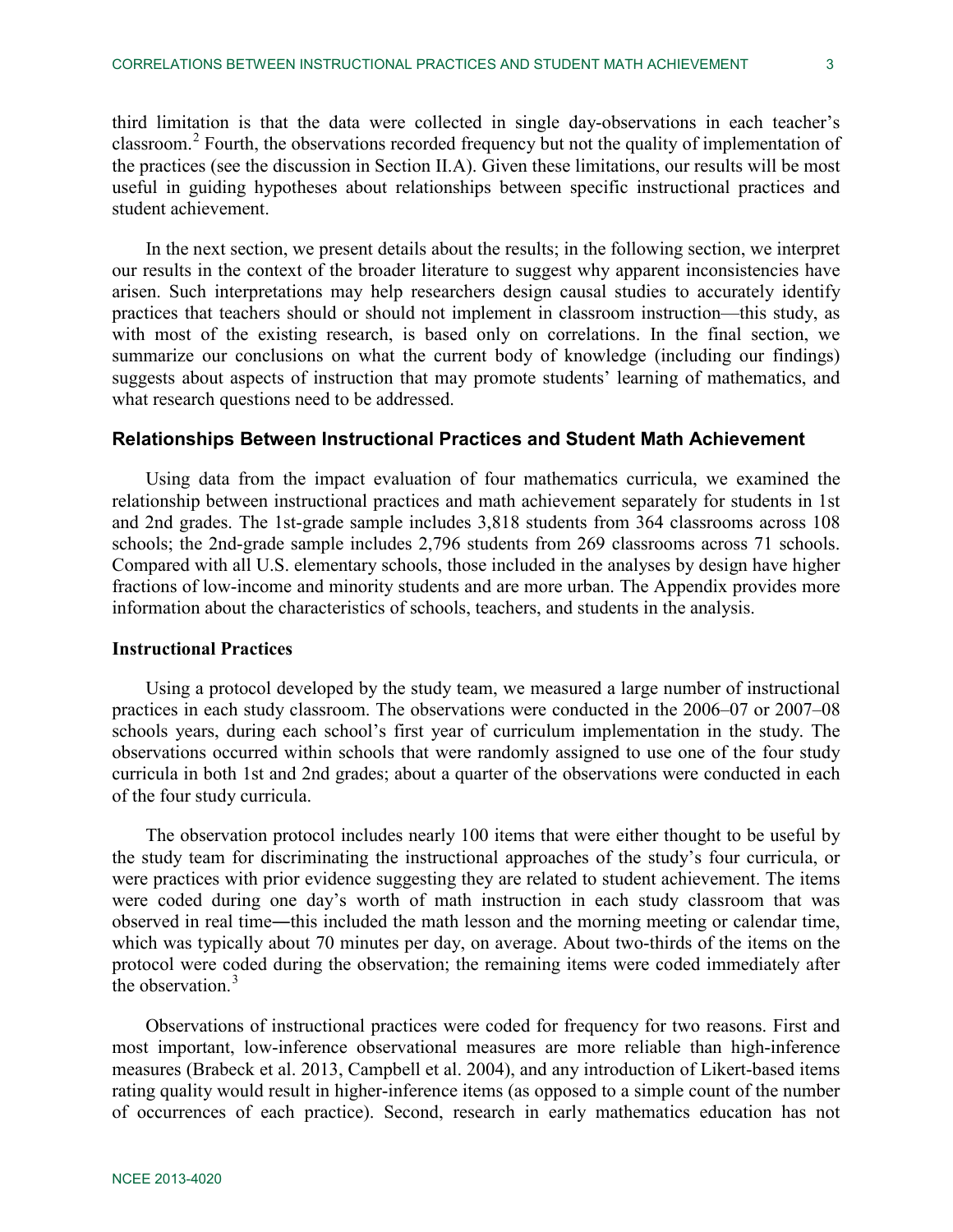third limitation is that the data were collected in single day-observations in each teacher's classroom.[2] Fourth, the observations recorded frequency but not the quality of implementation of the practices (see the discussion in Section II.A). Given these limitations, our results will be most useful in guiding hypotheses about relationships between specific instructional practices and student achievement.

In the next section, we present details about the results; in the following section, we interpret our results in the context of the broader literature to suggest why apparent inconsistencies have arisen. Such interpretations may help researchers design causal studies to accurately identify practices that teachers should or should not implement in classroom instruction—this study, as with most of the existing research, is based only on correlations. In the final section, we summarize our conclusions on what the current body of knowledge (including our findings) suggests about aspects of instruction that may promote students' learning of mathematics, and what research questions need to be addressed.

## Relationships Between Instructional Practices and Student Math Achievement

Using data from the impact evaluation of four mathematics curricula, we examined the relationship between instructional practices and math achievement separately for students in 1st and 2nd grades. The 1st-grade sample includes 3,818 students from 364 classrooms across 108 schools; the 2nd-grade sample includes 2,796 students from 269 classrooms across 71 schools. Compared with all U.S. elementary schools, those included in the analyses by design have higher fractions of low-income and minority students and are more urban. The Appendix provides more information about the characteristics of schools, teachers, and students in the analysis.

### Instructional Practices

Using a protocol developed by the study team, we measured a large number of instructional practices in each study classroom. The observations were conducted in the 2006–07 or 2007–08 schools years, during each school's first year of curriculum implementation in the study. The observations occurred within schools that were randomly assigned to use one of the four study curricula in both 1st and 2nd grades; about a quarter of the observations were conducted in each of the four study curricula.

The observation protocol includes nearly 100 items that were either thought to be useful by the study team for discriminating the instructional approaches of the study's four curricula, or were practices with prior evidence suggesting they are related to student achievement. The items were coded during one day's worth of math instruction in each study classroom that was observed in real time―this included the math lesson and the morning meeting or calendar time, which was typically about 70 minutes per day, on average. About two-thirds of the items on the protocol were coded during the observation; the remaining items were coded immediately after the observation.[3]

Observations of instructional practices were coded for frequency for two reasons. First and most important, low-inference observational measures are more reliable than high-inference measures (Brabeck et al. 2013, Campbell et al. 2004), and any introduction of Likert-based items rating quality would result in higher-inference items (as opposed to a simple count of the number of occurrences of each practice). Second, research in early mathematics education has not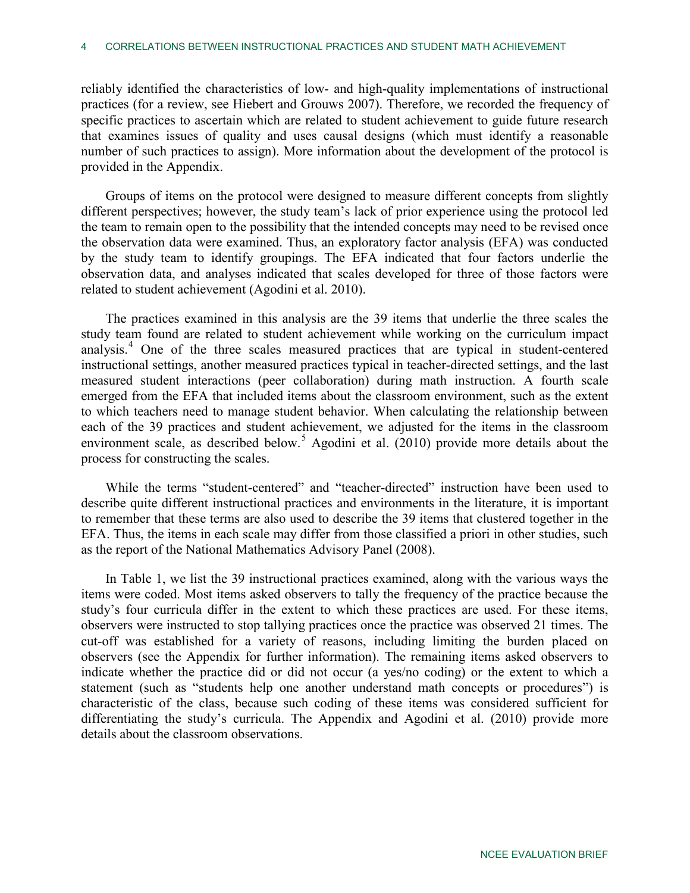reliably identified the characteristics of low- and high-quality implementations of instructional practices (for a review, see Hiebert and Grouws 2007). Therefore, we recorded the frequency of specific practices to ascertain which are related to student achievement to guide future research that examines issues of quality and uses causal designs (which must identify a reasonable number of such practices to assign). More information about the development of the protocol is provided in the Appendix.

Groups of items on the protocol were designed to measure different concepts from slightly different perspectives; however, the study team's lack of prior experience using the protocol led the team to remain open to the possibility that the intended concepts may need to be revised once the observation data were examined. Thus, an exploratory factor analysis (EFA) was conducted by the study team to identify groupings. The EFA indicated that four factors underlie the observation data, and analyses indicated that scales developed for three of those factors were related to student achievement (Agodini et al. 2010).

The practices examined in this analysis are the 39 items that underlie the three scales the study team found are related to student achievement while working on the curriculum impact analysis.[4] One of the three scales measured practices that are typical in student-centered instructional settings, another measured practices typical in teacher-directed settings, and the last measured student interactions (peer collaboration) during math instruction. A fourth scale emerged from the EFA that included items about the classroom environment, such as the extent to which teachers need to manage student behavior. When calculating the relationship between each of the 39 practices and student achievement, we adjusted for the items in the classroom environment scale, as described below.[5] Agodini et al. (2010) provide more details about the process for constructing the scales.

While the terms "student-centered" and "teacher-directed" instruction have been used to describe quite different instructional practices and environments in the literature, it is important to remember that these terms are also used to describe the 39 items that clustered together in the EFA. Thus, the items in each scale may differ from those classified a priori in other studies, such as the report of the National Mathematics Advisory Panel (2008).

In Table 1, we list the 39 instructional practices examined, along with the various ways the items were coded. Most items asked observers to tally the frequency of the practice because the study's four curricula differ in the extent to which these practices are used. For these items, observers were instructed to stop tallying practices once the practice was observed 21 times. The cut-off was established for a variety of reasons, including limiting the burden placed on observers (see the Appendix for further information). The remaining items asked observers to indicate whether the practice did or did not occur (a yes/no coding) or the extent to which a statement (such as "students help one another understand math concepts or procedures") is characteristic of the class, because such coding of these items was considered sufficient for differentiating the study's curricula. The Appendix and Agodini et al. (2010) provide more details about the classroom observations.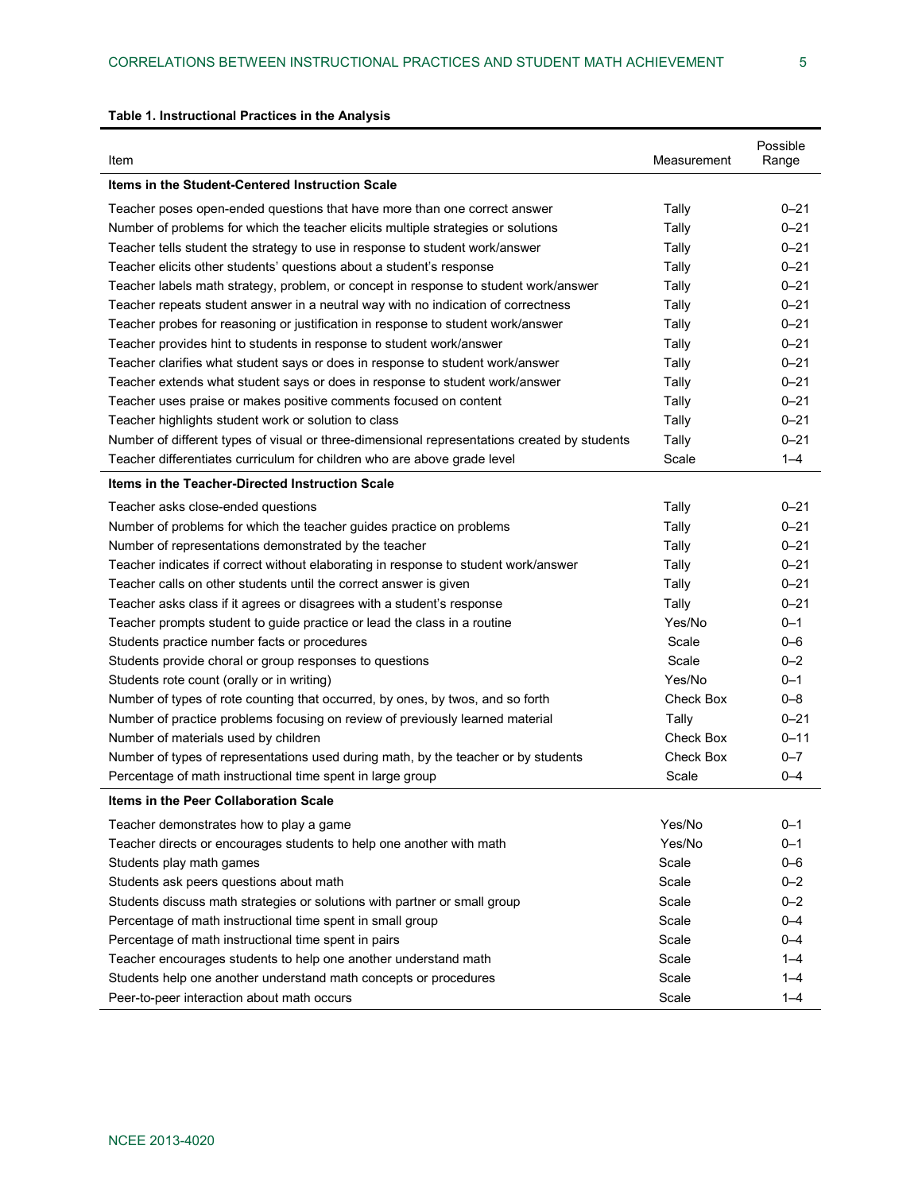**Table 1. Instructional Practices in the Analysis**

| Item | Measurement | Possible Range |
|---|---|---|
| **Items in the Student-Centered Instruction Scale** | | |
| Teacher poses open-ended questions that have more than one correct answer | Tally | 0–21 |
| Number of problems for which the teacher elicits multiple strategies or solutions | Tally | 0–21 |
| Teacher tells student the strategy to use in response to student work/answer | Tally | 0–21 |
| Teacher elicits other students' questions about a student's response | Tally | 0–21 |
| Teacher labels math strategy, problem, or concept in response to student work/answer | Tally | 0–21 |
| Teacher repeats student answer in a neutral way with no indication of correctness | Tally | 0–21 |
| Teacher probes for reasoning or justification in response to student work/answer | Tally | 0–21 |
| Teacher provides hint to students in response to student work/answer | Tally | 0–21 |
| Teacher clarifies what student says or does in response to student work/answer | Tally | 0–21 |
| Teacher extends what student says or does in response to student work/answer | Tally | 0–21 |
| Teacher uses praise or makes positive comments focused on content | Tally | 0–21 |
| Teacher highlights student work or solution to class | Tally | 0–21 |
| Number of different types of visual or three-dimensional representations created by students | Tally | 0–21 |
| Teacher differentiates curriculum for children who are above grade level | Scale | 1–4 |
| **Items in the Teacher-Directed Instruction Scale** | | |
| Teacher asks close-ended questions | Tally | 0–21 |
| Number of problems for which the teacher guides practice on problems | Tally | 0–21 |
| Number of representations demonstrated by the teacher | Tally | 0–21 |
| Teacher indicates if correct without elaborating in response to student work/answer | Tally | 0–21 |
| Teacher calls on other students until the correct answer is given | Tally | 0–21 |
| Teacher asks class if it agrees or disagrees with a student's response | Tally | 0–21 |
| Teacher prompts student to guide practice or lead the class in a routine | Yes/No | 0–1 |
| Students practice number facts or procedures | Scale | 0–6 |
| Students provide choral or group responses to questions | Scale | 0–2 |
| Students rote count (orally or in writing) | Yes/No | 0–1 |
| Number of types of rote counting that occurred, by ones, by twos, and so forth | Check Box | 0–8 |
| Number of practice problems focusing on review of previously learned material | Tally | 0–21 |
| Number of materials used by children | Check Box | 0–11 |
| Number of types of representations used during math, by the teacher or by students | Check Box | 0–7 |
| Percentage of math instructional time spent in large group | Scale | 0–4 |
| **Items in the Peer Collaboration Scale** | | |
| Teacher demonstrates how to play a game | Yes/No | 0–1 |
| Teacher directs or encourages students to help one another with math | Yes/No | 0–1 |
| Students play math games | Scale | 0–6 |
| Students ask peers questions about math | Scale | 0–2 |
| Students discuss math strategies or solutions with partner or small group | Scale | 0–2 |
| Percentage of math instructional time spent in small group | Scale | 0–4 |
| Percentage of math instructional time spent in pairs | Scale | 0–4 |
| Teacher encourages students to help one another understand math | Scale | 1–4 |
| Students help one another understand math concepts or procedures | Scale | 1–4 |
| Peer-to-peer interaction about math occurs | Scale | 1–4 |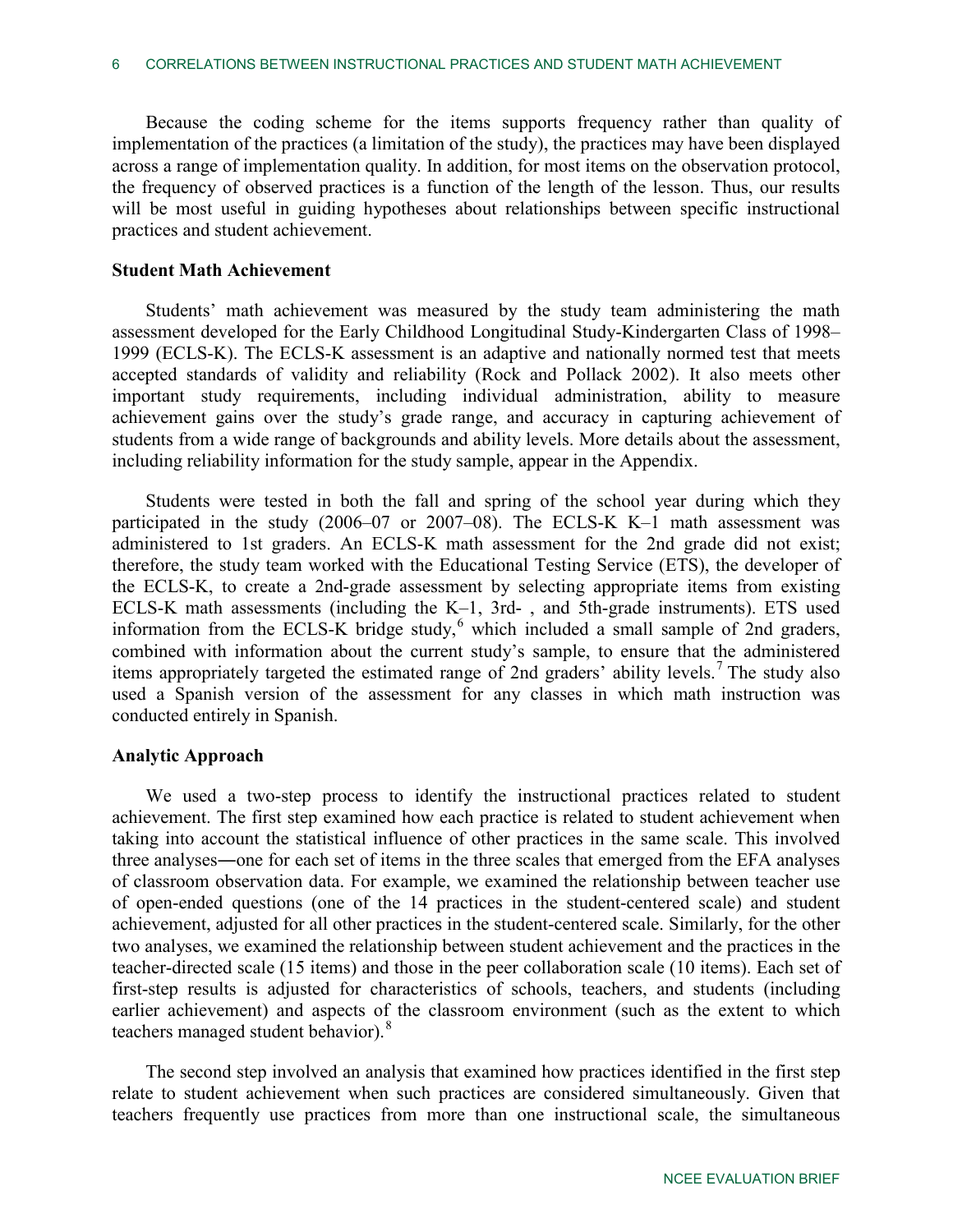Because the coding scheme for the items supports frequency rather than quality of implementation of the practices (a limitation of the study), the practices may have been displayed across a range of implementation quality. In addition, for most items on the observation protocol, the frequency of observed practices is a function of the length of the lesson. Thus, our results will be most useful in guiding hypotheses about relationships between specific instructional practices and student achievement.

### Student Math Achievement

Students' math achievement was measured by the study team administering the math assessment developed for the Early Childhood Longitudinal Study-Kindergarten Class of 1998–1999 (ECLS-K). The ECLS-K assessment is an adaptive and nationally normed test that meets accepted standards of validity and reliability (Rock and Pollack 2002). It also meets other important study requirements, including individual administration, ability to measure achievement gains over the study's grade range, and accuracy in capturing achievement of students from a wide range of backgrounds and ability levels. More details about the assessment, including reliability information for the study sample, appear in the Appendix.

Students were tested in both the fall and spring of the school year during which they participated in the study (2006–07 or 2007–08). The ECLS-K K–1 math assessment was administered to 1st graders. An ECLS-K math assessment for the 2nd grade did not exist; therefore, the study team worked with the Educational Testing Service (ETS), the developer of the ECLS-K, to create a 2nd-grade assessment by selecting appropriate items from existing ECLS-K math assessments (including the K–1, 3rd- , and 5th-grade instruments). ETS used information from the ECLS-K bridge study,[6] which included a small sample of 2nd graders, combined with information about the current study's sample, to ensure that the administered items appropriately targeted the estimated range of 2nd graders' ability levels.[7] The study also used a Spanish version of the assessment for any classes in which math instruction was conducted entirely in Spanish.

### Analytic Approach

We used a two-step process to identify the instructional practices related to student achievement. The first step examined how each practice is related to student achievement when taking into account the statistical influence of other practices in the same scale. This involved three analyses―one for each set of items in the three scales that emerged from the EFA analyses of classroom observation data. For example, we examined the relationship between teacher use of open-ended questions (one of the 14 practices in the student-centered scale) and student achievement, adjusted for all other practices in the student-centered scale. Similarly, for the other two analyses, we examined the relationship between student achievement and the practices in the teacher-directed scale (15 items) and those in the peer collaboration scale (10 items). Each set of first-step results is adjusted for characteristics of schools, teachers, and students (including earlier achievement) and aspects of the classroom environment (such as the extent to which teachers managed student behavior).[8]

The second step involved an analysis that examined how practices identified in the first step relate to student achievement when such practices are considered simultaneously. Given that teachers frequently use practices from more than one instructional scale, the simultaneous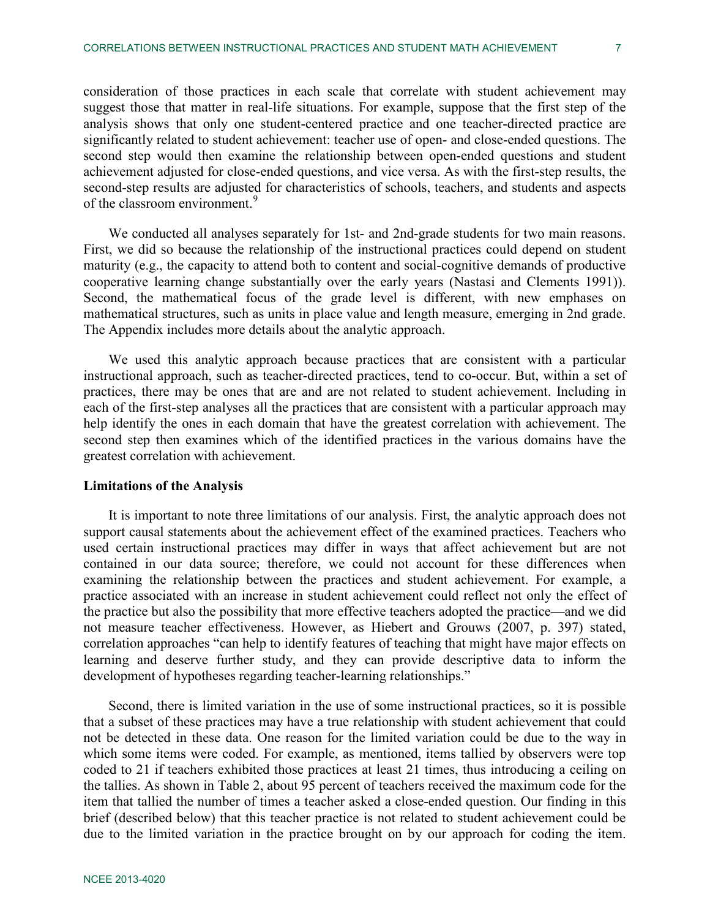consideration of those practices in each scale that correlate with student achievement may suggest those that matter in real-life situations. For example, suppose that the first step of the analysis shows that only one student-centered practice and one teacher-directed practice are significantly related to student achievement: teacher use of open- and close-ended questions. The second step would then examine the relationship between open-ended questions and student achievement adjusted for close-ended questions, and vice versa. As with the first-step results, the second-step results are adjusted for characteristics of schools, teachers, and students and aspects of the classroom environment.[9]

We conducted all analyses separately for 1st- and 2nd-grade students for two main reasons. First, we did so because the relationship of the instructional practices could depend on student maturity (e.g., the capacity to attend both to content and social-cognitive demands of productive cooperative learning change substantially over the early years (Nastasi and Clements 1991)). Second, the mathematical focus of the grade level is different, with new emphases on mathematical structures, such as units in place value and length measure, emerging in 2nd grade. The Appendix includes more details about the analytic approach.

We used this analytic approach because practices that are consistent with a particular instructional approach, such as teacher-directed practices, tend to co-occur. But, within a set of practices, there may be ones that are and are not related to student achievement. Including in each of the first-step analyses all the practices that are consistent with a particular approach may help identify the ones in each domain that have the greatest correlation with achievement. The second step then examines which of the identified practices in the various domains have the greatest correlation with achievement.

### Limitations of the Analysis

It is important to note three limitations of our analysis. First, the analytic approach does not support causal statements about the achievement effect of the examined practices. Teachers who used certain instructional practices may differ in ways that affect achievement but are not contained in our data source; therefore, we could not account for these differences when examining the relationship between the practices and student achievement. For example, a practice associated with an increase in student achievement could reflect not only the effect of the practice but also the possibility that more effective teachers adopted the practice—and we did not measure teacher effectiveness. However, as Hiebert and Grouws (2007, p. 397) stated, correlation approaches "can help to identify features of teaching that might have major effects on learning and deserve further study, and they can provide descriptive data to inform the development of hypotheses regarding teacher-learning relationships."

Second, there is limited variation in the use of some instructional practices, so it is possible that a subset of these practices may have a true relationship with student achievement that could not be detected in these data. One reason for the limited variation could be due to the way in which some items were coded. For example, as mentioned, items tallied by observers were top coded to 21 if teachers exhibited those practices at least 21 times, thus introducing a ceiling on the tallies. As shown in Table 2, about 95 percent of teachers received the maximum code for the item that tallied the number of times a teacher asked a close-ended question. Our finding in this brief (described below) that this teacher practice is not related to student achievement could be due to the limited variation in the practice brought on by our approach for coding the item.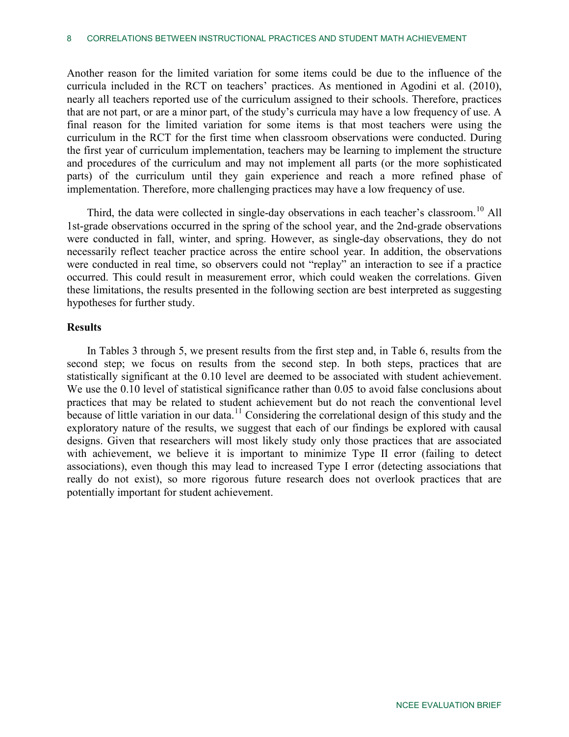Another reason for the limited variation for some items could be due to the influence of the curricula included in the RCT on teachers' practices. As mentioned in Agodini et al. (2010), nearly all teachers reported use of the curriculum assigned to their schools. Therefore, practices that are not part, or are a minor part, of the study's curricula may have a low frequency of use. A final reason for the limited variation for some items is that most teachers were using the curriculum in the RCT for the first time when classroom observations were conducted. During the first year of curriculum implementation, teachers may be learning to implement the structure and procedures of the curriculum and may not implement all parts (or the more sophisticated parts) of the curriculum until they gain experience and reach a more refined phase of implementation. Therefore, more challenging practices may have a low frequency of use.

Third, the data were collected in single-day observations in each teacher's classroom.[10] All 1st-grade observations occurred in the spring of the school year, and the 2nd-grade observations were conducted in fall, winter, and spring. However, as single-day observations, they do not necessarily reflect teacher practice across the entire school year. In addition, the observations were conducted in real time, so observers could not "replay" an interaction to see if a practice occurred. This could result in measurement error, which could weaken the correlations. Given these limitations, the results presented in the following section are best interpreted as suggesting hypotheses for further study.

### Results

In Tables 3 through 5, we present results from the first step and, in Table 6, results from the second step; we focus on results from the second step. In both steps, practices that are statistically significant at the 0.10 level are deemed to be associated with student achievement. We use the 0.10 level of statistical significance rather than 0.05 to avoid false conclusions about practices that may be related to student achievement but do not reach the conventional level because of little variation in our data.[11] Considering the correlational design of this study and the exploratory nature of the results, we suggest that each of our findings be explored with causal designs. Given that researchers will most likely study only those practices that are associated with achievement, we believe it is important to minimize Type II error (failing to detect associations), even though this may lead to increased Type I error (detecting associations that really do not exist), so more rigorous future research does not overlook practices that are potentially important for student achievement.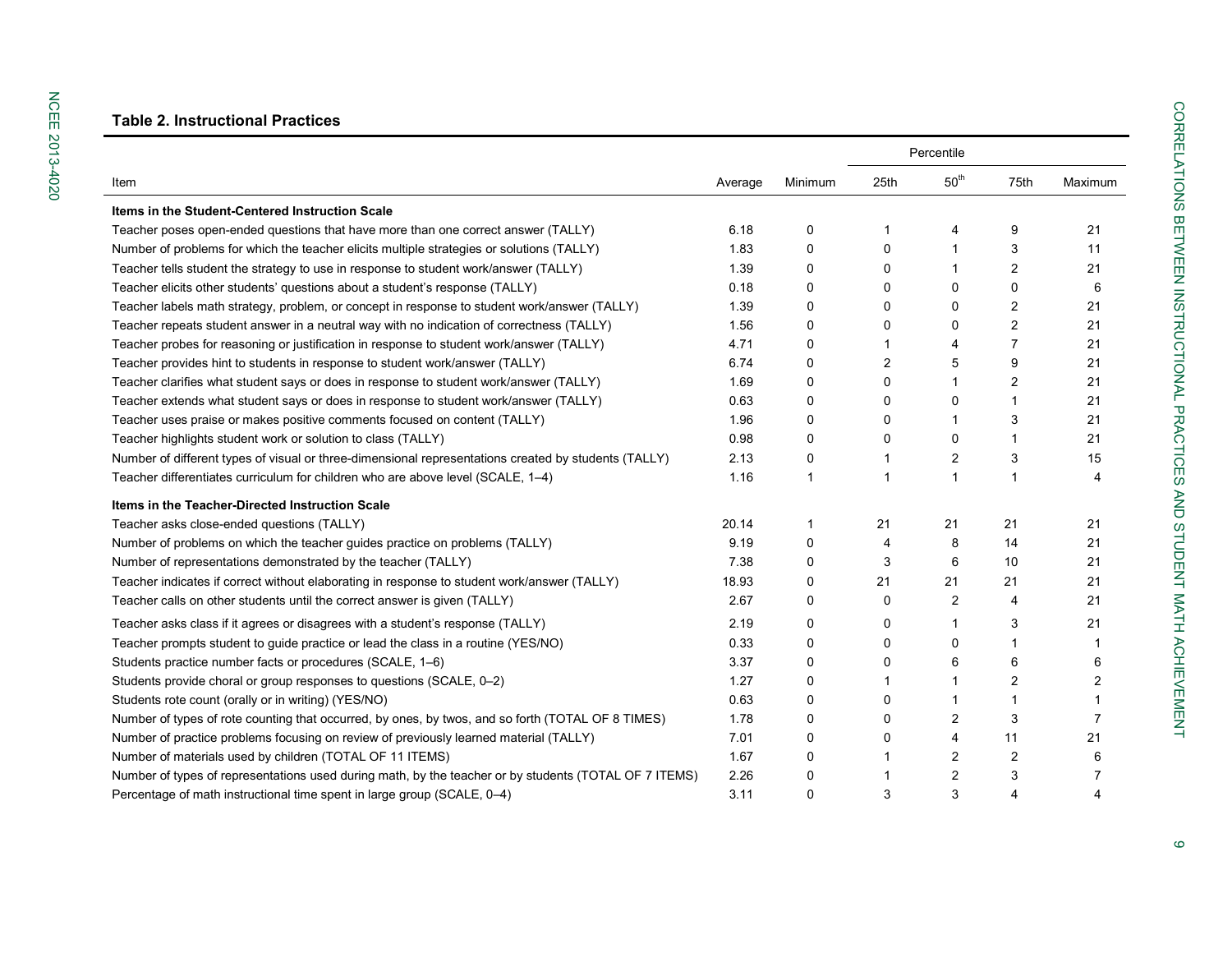**Table 2. Instructional Practices**

| Item | Average | Minimum | Percentile 25th | 50th | 75th | Maximum |
|---|---|---|---|---|---|---|
| **Items in the Student-Centered Instruction Scale** | | | | | | |
| Teacher poses open-ended questions that have more than one correct answer (TALLY) | 6.18 | 0 | 1 | 4 | 9 | 21 |
| Number of problems for which the teacher elicits multiple strategies or solutions (TALLY) | 1.83 | 0 | 0 | 1 | 3 | 11 |
| Teacher tells student the strategy to use in response to student work/answer (TALLY) | 1.39 | 0 | 0 | 1 | 2 | 21 |
| Teacher elicits other students' questions about a student's response (TALLY) | 0.18 | 0 | 0 | 0 | 0 | 6 |
| Teacher labels math strategy, problem, or concept in response to student work/answer (TALLY) | 1.39 | 0 | 0 | 0 | 2 | 21 |
| Teacher repeats student answer in a neutral way with no indication of correctness (TALLY) | 1.56 | 0 | 0 | 0 | 2 | 21 |
| Teacher probes for reasoning or justification in response to student work/answer (TALLY) | 4.71 | 0 | 1 | 4 | 7 | 21 |
| Teacher provides hint to students in response to student work/answer (TALLY) | 6.74 | 0 | 2 | 5 | 9 | 21 |
| Teacher clarifies what student says or does in response to student work/answer (TALLY) | 1.69 | 0 | 0 | 1 | 2 | 21 |
| Teacher extends what student says or does in response to student work/answer (TALLY) | 0.63 | 0 | 0 | 0 | 1 | 21 |
| Teacher uses praise or makes positive comments focused on content (TALLY) | 1.96 | 0 | 0 | 1 | 3 | 21 |
| Teacher highlights student work or solution to class (TALLY) | 0.98 | 0 | 0 | 0 | 1 | 21 |
| Number of different types of visual or three-dimensional representations created by students (TALLY) | 2.13 | 0 | 1 | 2 | 3 | 15 |
| Teacher differentiates curriculum for children who are above level (SCALE, 1–4) | 1.16 | 1 | 1 | 1 | 1 | 4 |
| **Items in the Teacher-Directed Instruction Scale** | | | | | | |
| Teacher asks close-ended questions (TALLY) | 20.14 | 1 | 21 | 21 | 21 | 21 |
| Number of problems on which the teacher guides practice on problems (TALLY) | 9.19 | 0 | 4 | 8 | 14 | 21 |
| Number of representations demonstrated by the teacher (TALLY) | 7.38 | 0 | 3 | 6 | 10 | 21 |
| Teacher indicates if correct without elaborating in response to student work/answer (TALLY) | 18.93 | 0 | 21 | 21 | 21 | 21 |
| Teacher calls on other students until the correct answer is given (TALLY) | 2.67 | 0 | 0 | 2 | 4 | 21 |
| Teacher asks class if it agrees or disagrees with a student's response (TALLY) | 2.19 | 0 | 0 | 1 | 3 | 21 |
| Teacher prompts student to guide practice or lead the class in a routine (YES/NO) | 0.33 | 0 | 0 | 0 | 1 | 1 |
| Students practice number facts or procedures (SCALE, 1–6) | 3.37 | 0 | 0 | 6 | 6 | 6 |
| Students provide choral or group responses to questions (SCALE, 0–2) | 1.27 | 0 | 1 | 1 | 2 | 2 |
| Students rote count (orally or in writing) (YES/NO) | 0.63 | 0 | 0 | 1 | 1 | 1 |
| Number of types of rote counting that occurred, by ones, by twos, and so forth (TOTAL OF 8 TIMES) | 1.78 | 0 | 0 | 2 | 3 | 7 |
| Number of practice problems focusing on review of previously learned material (TALLY) | 7.01 | 0 | 0 | 4 | 11 | 21 |
| Number of materials used by children (TOTAL OF 11 ITEMS) | 1.67 | 0 | 1 | 2 | 2 | 6 |
| Number of types of representations used during math, by the teacher or by students (TOTAL OF 7 ITEMS) | 2.26 | 0 | 1 | 2 | 3 | 7 |
| Percentage of math instructional time spent in large group (SCALE, 0–4) | 3.11 | 0 | 3 | 3 | 4 | 4 |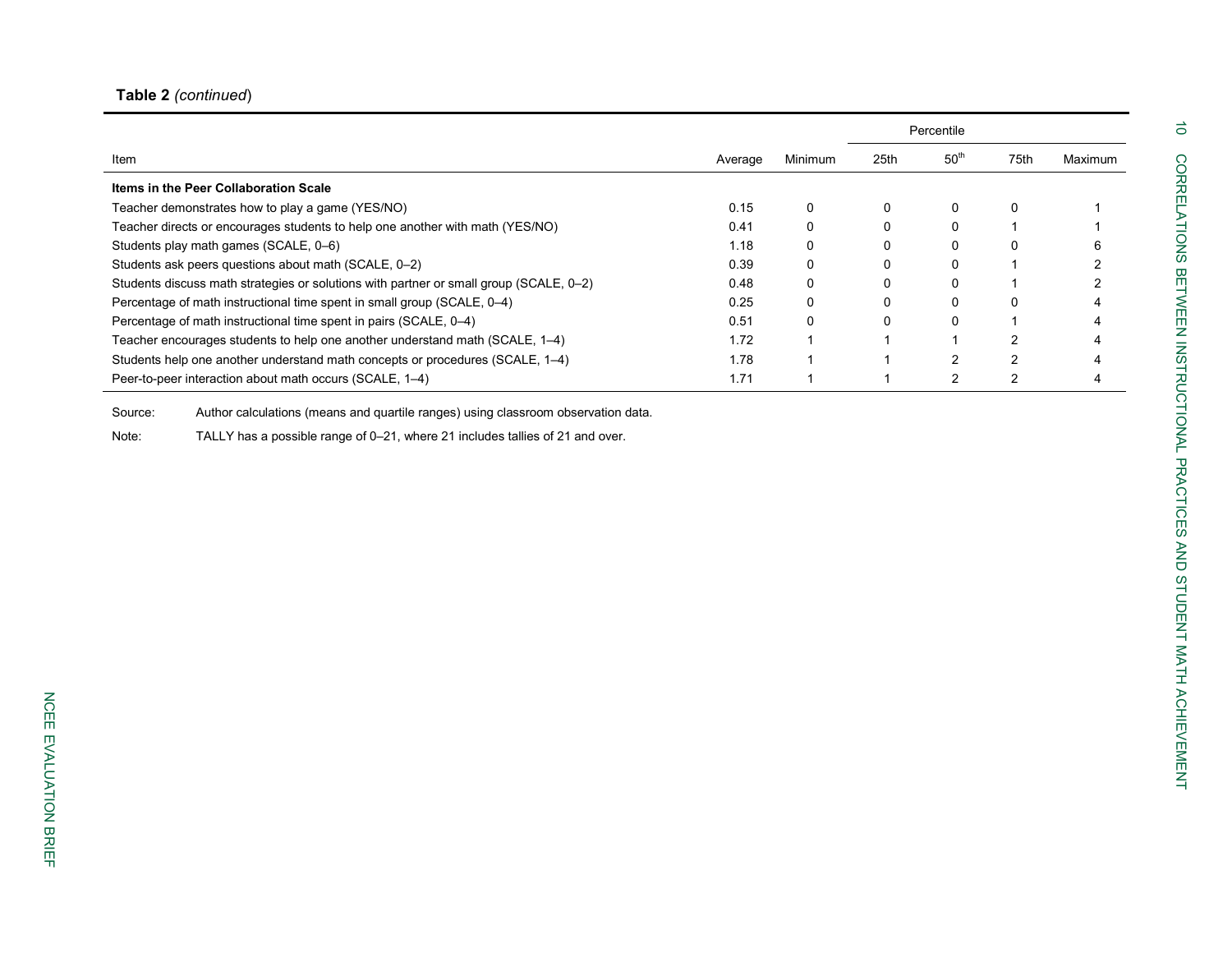**Table 2** *(continued)*

| Item | Average | Minimum | Percentile 25th | 50th | 75th | Maximum |
|---|---|---|---|---|---|---|
| **Items in the Peer Collaboration Scale** | | | | | | |
| Teacher demonstrates how to play a game (YES/NO) | 0.15 | 0 | 0 | 0 | 0 | 1 |
| Teacher directs or encourages students to help one another with math (YES/NO) | 0.41 | 0 | 0 | 0 | 1 | 1 |
| Students play math games (SCALE, 0–6) | 1.18 | 0 | 0 | 0 | 0 | 6 |
| Students ask peers questions about math (SCALE, 0–2) | 0.39 | 0 | 0 | 0 | 1 | 2 |
| Students discuss math strategies or solutions with partner or small group (SCALE, 0–2) | 0.48 | 0 | 0 | 0 | 1 | 2 |
| Percentage of math instructional time spent in small group (SCALE, 0–4) | 0.25 | 0 | 0 | 0 | 0 | 4 |
| Percentage of math instructional time spent in pairs (SCALE, 0–4) | 0.51 | 0 | 0 | 0 | 1 | 4 |
| Teacher encourages students to help one another understand math (SCALE, 1–4) | 1.72 | 1 | 1 | 1 | 2 | 4 |
| Students help one another understand math concepts or procedures (SCALE, 1–4) | 1.78 | 1 | 1 | 2 | 2 | 4 |
| Peer-to-peer interaction about math occurs (SCALE, 1–4) | 1.71 | 1 | 1 | 2 | 2 | 4 |

Source: Author calculations (means and quartile ranges) using classroom observation data.

Note: TALLY has a possible range of 0–21, where 21 includes tallies of 21 and over.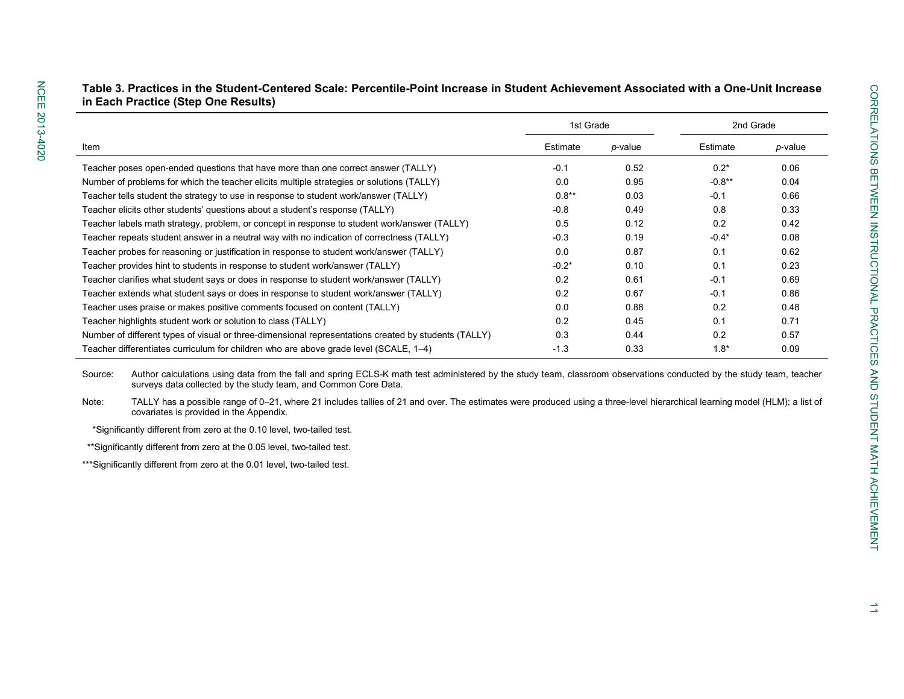**Table 3. Practices in the Student-Centered Scale: Percentile-Point Increase in Student Achievement Associated with a One-Unit Increase in Each Practice (Step One Results)**

| | 1st Grade | | 2nd Grade | |
|---|---|---|---|---|
| Item | Estimate | *p*-value | Estimate | *p*-value |
| Teacher poses open-ended questions that have more than one correct answer (TALLY) | -0.1 | 0.52 | 0.2* | 0.06 |
| Number of problems for which the teacher elicits multiple strategies or solutions (TALLY) | 0.0 | 0.95 | -0.8** | 0.04 |
| Teacher tells student the strategy to use in response to student work/answer (TALLY) | 0.8** | 0.03 | -0.1 | 0.66 |
| Teacher elicits other students' questions about a student's response (TALLY) | -0.8 | 0.49 | 0.8 | 0.33 |
| Teacher labels math strategy, problem, or concept in response to student work/answer (TALLY) | 0.5 | 0.12 | 0.2 | 0.42 |
| Teacher repeats student answer in a neutral way with no indication of correctness (TALLY) | -0.3 | 0.19 | -0.4* | 0.08 |
| Teacher probes for reasoning or justification in response to student work/answer (TALLY) | 0.0 | 0.87 | 0.1 | 0.62 |
| Teacher provides hint to students in response to student work/answer (TALLY) | -0.2* | 0.10 | 0.1 | 0.23 |
| Teacher clarifies what student says or does in response to student work/answer (TALLY) | 0.2 | 0.61 | -0.1 | 0.69 |
| Teacher extends what student says or does in response to student work/answer (TALLY) | 0.2 | 0.67 | -0.1 | 0.86 |
| Teacher uses praise or makes positive comments focused on content (TALLY) | 0.0 | 0.88 | 0.2 | 0.48 |
| Teacher highlights student work or solution to class (TALLY) | 0.2 | 0.45 | 0.1 | 0.71 |
| Number of different types of visual or three-dimensional representations created by students (TALLY) | 0.3 | 0.44 | 0.2 | 0.57 |
| Teacher differentiates curriculum for children who are above grade level (SCALE, 1–4) | -1.3 | 0.33 | 1.8* | 0.09 |

Source: Author calculations using data from the fall and spring ECLS-K math test administered by the study team, classroom observations conducted by the study team, teacher surveys data collected by the study team, and Common Core Data.

Note: TALLY has a possible range of 0–21, where 21 includes tallies of 21 and over. The estimates were produced using a three-level hierarchical learning model (HLM); a list of covariates is provided in the Appendix.

*Significantly different from zero at the 0.10 level, two-tailed test.

**Significantly different from zero at the 0.05 level, two-tailed test.

***Significantly different from zero at the 0.01 level, two-tailed test.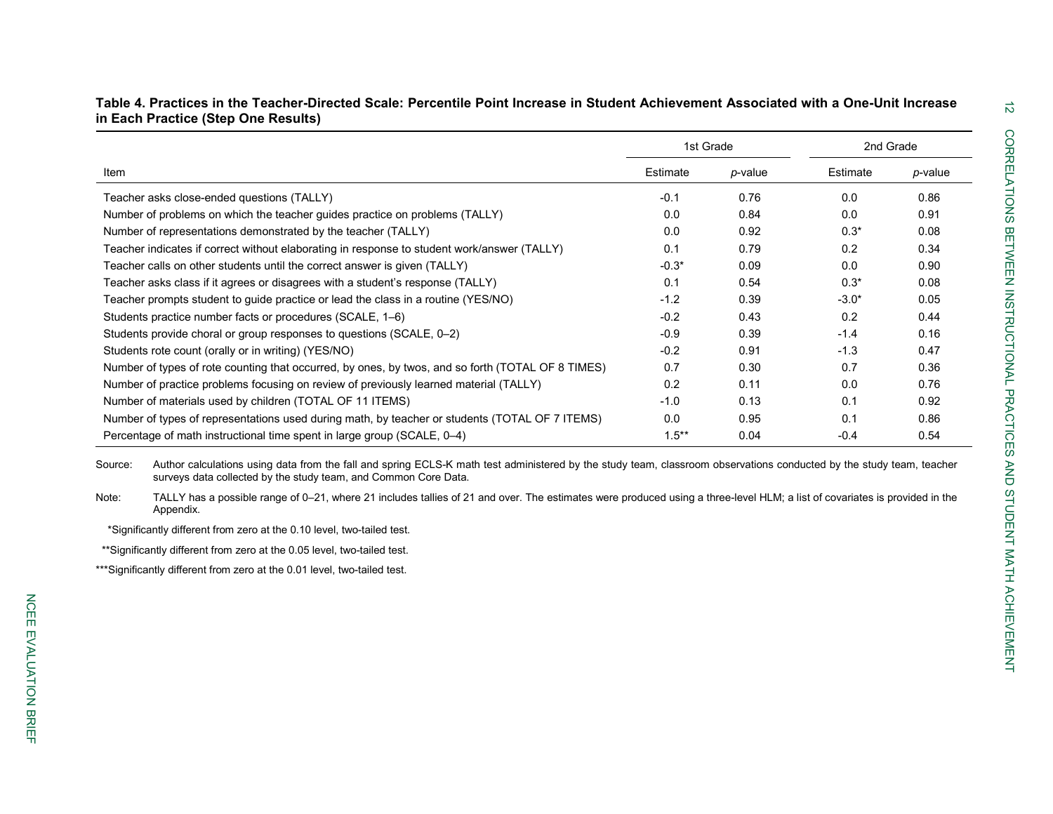**Table 4. Practices in the Teacher-Directed Scale: Percentile Point Increase in Student Achievement Associated with a One-Unit Increase in Each Practice (Step One Results)**

| | 1st Grade | | 2nd Grade | |
|---|---|---|---|---|
| Item | Estimate | *p*-value | Estimate | *p*-value |
| Teacher asks close-ended questions (TALLY) | -0.1 | 0.76 | 0.0 | 0.86 |
| Number of problems on which the teacher guides practice on problems (TALLY) | 0.0 | 0.84 | 0.0 | 0.91 |
| Number of representations demonstrated by the teacher (TALLY) | 0.0 | 0.92 | 0.3* | 0.08 |
| Teacher indicates if correct without elaborating in response to student work/answer (TALLY) | 0.1 | 0.79 | 0.2 | 0.34 |
| Teacher calls on other students until the correct answer is given (TALLY) | -0.3* | 0.09 | 0.0 | 0.90 |
| Teacher asks class if it agrees or disagrees with a student's response (TALLY) | 0.1 | 0.54 | 0.3* | 0.08 |
| Teacher prompts student to guide practice or lead the class in a routine (YES/NO) | -1.2 | 0.39 | -3.0* | 0.05 |
| Students practice number facts or procedures (SCALE, 1–6) | -0.2 | 0.43 | 0.2 | 0.44 |
| Students provide choral or group responses to questions (SCALE, 0–2) | -0.9 | 0.39 | -1.4 | 0.16 |
| Students rote count (orally or in writing) (YES/NO) | -0.2 | 0.91 | -1.3 | 0.47 |
| Number of types of rote counting that occurred, by ones, by twos, and so forth (TOTAL OF 8 TIMES) | 0.7 | 0.30 | 0.7 | 0.36 |
| Number of practice problems focusing on review of previously learned material (TALLY) | 0.2 | 0.11 | 0.0 | 0.76 |
| Number of materials used by children (TOTAL OF 11 ITEMS) | -1.0 | 0.13 | 0.1 | 0.92 |
| Number of types of representations used during math, by teacher or students (TOTAL OF 7 ITEMS) | 0.0 | 0.95 | 0.1 | 0.86 |
| Percentage of math instructional time spent in large group (SCALE, 0–4) | 1.5** | 0.04 | -0.4 | 0.54 |

Source: Author calculations using data from the fall and spring ECLS-K math test administered by the study team, classroom observations conducted by the study team, teacher surveys data collected by the study team, and Common Core Data.

Note: TALLY has a possible range of 0–21, where 21 includes tallies of 21 and over. The estimates were produced using a three-level HLM; a list of covariates is provided in the Appendix.

*Significantly different from zero at the 0.10 level, two-tailed test.

**Significantly different from zero at the 0.05 level, two-tailed test.

***Significantly different from zero at the 0.01 level, two-tailed test.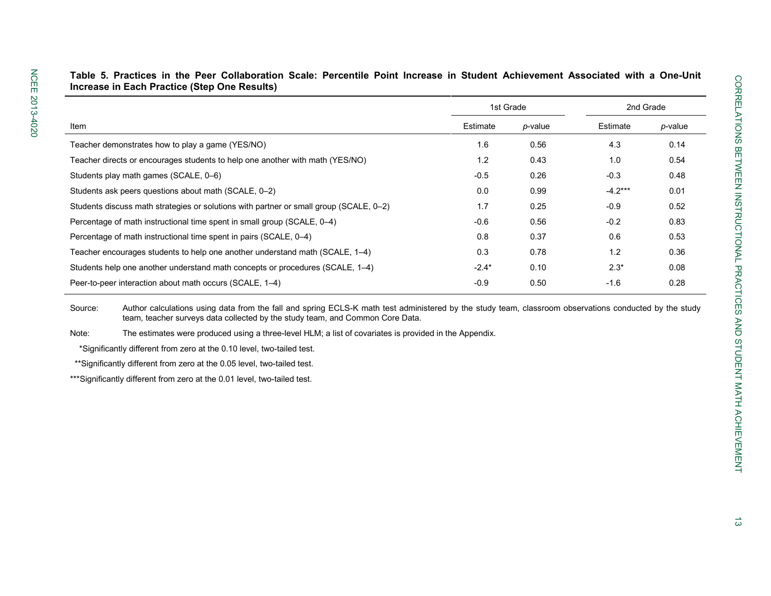**Table 5. Practices in the Peer Collaboration Scale: Percentile Point Increase in Student Achievement Associated with a One-Unit Increase in Each Practice (Step One Results)**

| | 1st Grade | | 2nd Grade | |
|---|---|---|---|---|
| Item | Estimate | *p*-value | Estimate | *p*-value |
| Teacher demonstrates how to play a game (YES/NO) | 1.6 | 0.56 | 4.3 | 0.14 |
| Teacher directs or encourages students to help one another with math (YES/NO) | 1.2 | 0.43 | 1.0 | 0.54 |
| Students play math games (SCALE, 0–6) | -0.5 | 0.26 | -0.3 | 0.48 |
| Students ask peers questions about math (SCALE, 0–2) | 0.0 | 0.99 | -4.2*** | 0.01 |
| Students discuss math strategies or solutions with partner or small group (SCALE, 0–2) | 1.7 | 0.25 | -0.9 | 0.52 |
| Percentage of math instructional time spent in small group (SCALE, 0–4) | -0.6 | 0.56 | -0.2 | 0.83 |
| Percentage of math instructional time spent in pairs (SCALE, 0–4) | 0.8 | 0.37 | 0.6 | 0.53 |
| Teacher encourages students to help one another understand math (SCALE, 1–4) | 0.3 | 0.78 | 1.2 | 0.36 |
| Students help one another understand math concepts or procedures (SCALE, 1–4) | -2.4* | 0.10 | 2.3* | 0.08 |
| Peer-to-peer interaction about math occurs (SCALE, 1–4) | -0.9 | 0.50 | -1.6 | 0.28 |

Source: Author calculations using data from the fall and spring ECLS-K math test administered by the study team, classroom observations conducted by the study team, teacher surveys data collected by the study team, and Common Core Data.

Note: The estimates were produced using a three-level HLM; a list of covariates is provided in the Appendix.

*Significantly different from zero at the 0.10 level, two-tailed test.

**Significantly different from zero at the 0.05 level, two-tailed test.

***Significantly different from zero at the 0.01 level, two-tailed test.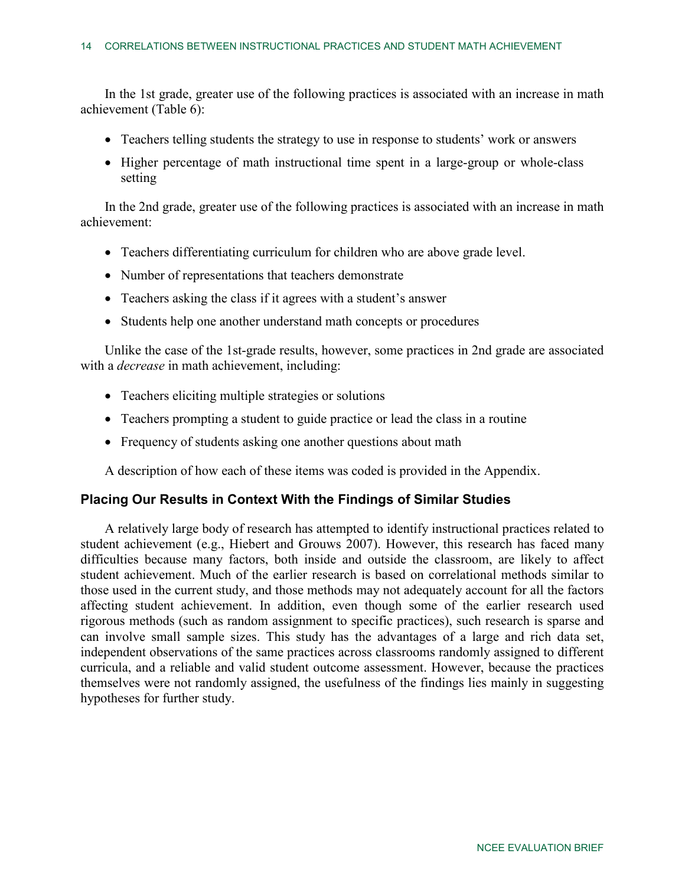In the 1st grade, greater use of the following practices is associated with an increase in math achievement (Table 6):

- Teachers telling students the strategy to use in response to students' work or answers
- Higher percentage of math instructional time spent in a large-group or whole-class setting

In the 2nd grade, greater use of the following practices is associated with an increase in math achievement:

- Teachers differentiating curriculum for children who are above grade level.
- Number of representations that teachers demonstrate
- Teachers asking the class if it agrees with a student's answer
- Students help one another understand math concepts or procedures

Unlike the case of the 1st-grade results, however, some practices in 2nd grade are associated with a *decrease* in math achievement, including:

- Teachers eliciting multiple strategies or solutions
- Teachers prompting a student to guide practice or lead the class in a routine
- Frequency of students asking one another questions about math

A description of how each of these items was coded is provided in the Appendix.

### Placing Our Results in Context With the Findings of Similar Studies

A relatively large body of research has attempted to identify instructional practices related to student achievement (e.g., Hiebert and Grouws 2007). However, this research has faced many difficulties because many factors, both inside and outside the classroom, are likely to affect student achievement. Much of the earlier research is based on correlational methods similar to those used in the current study, and those methods may not adequately account for all the factors affecting student achievement. In addition, even though some of the earlier research used rigorous methods (such as random assignment to specific practices), such research is sparse and can involve small sample sizes. This study has the advantages of a large and rich data set, independent observations of the same practices across classrooms randomly assigned to different curricula, and a reliable and valid student outcome assessment. However, because the practices themselves were not randomly assigned, the usefulness of the findings lies mainly in suggesting hypotheses for further study.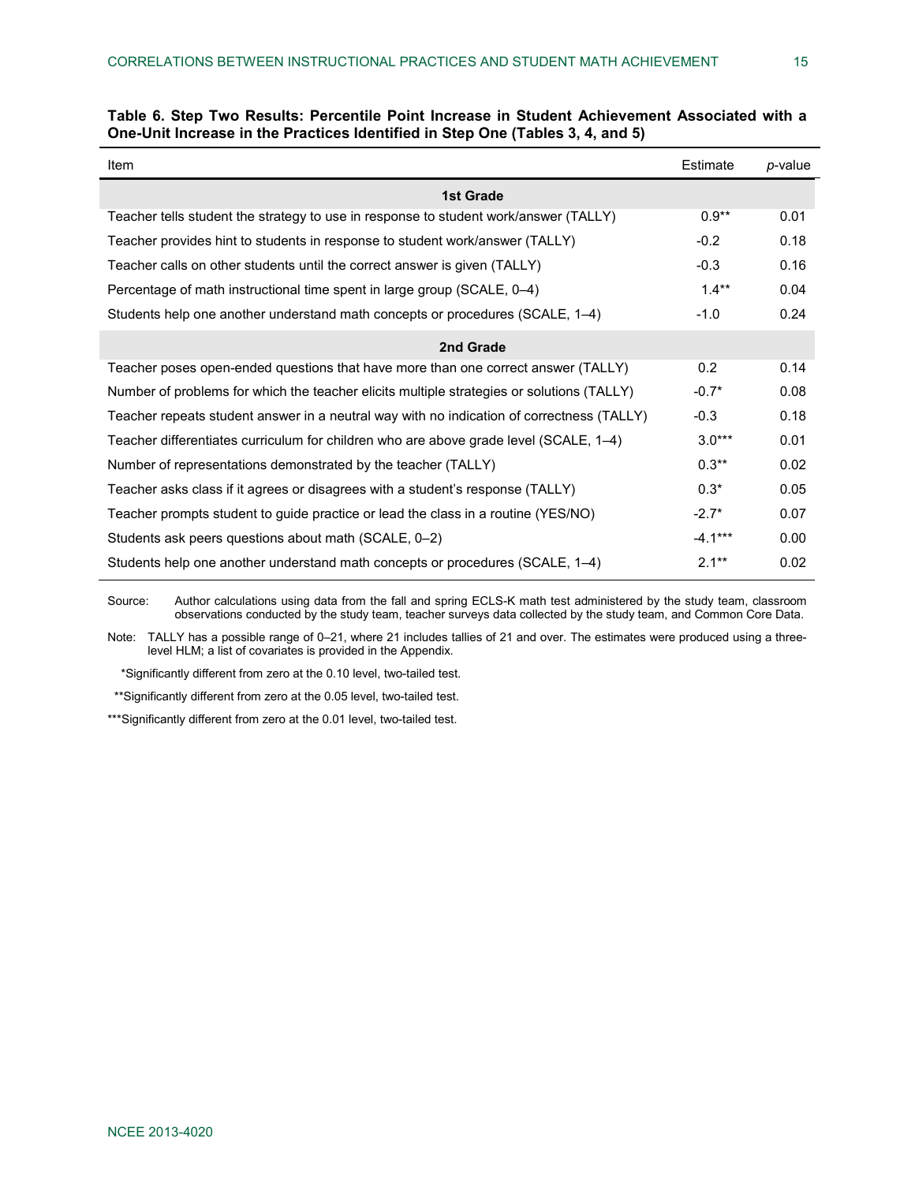**Table 6. Step Two Results: Percentile Point Increase in Student Achievement Associated with a One-Unit Increase in the Practices Identified in Step One (Tables 3, 4, and 5)**

| Item | Estimate | *p*-value |
|---|---|---|
| **1st Grade** | | |
| Teacher tells student the strategy to use in response to student work/answer (TALLY) | 0.9** | 0.01 |
| Teacher provides hint to students in response to student work/answer (TALLY) | -0.2 | 0.18 |
| Teacher calls on other students until the correct answer is given (TALLY) | -0.3 | 0.16 |
| Percentage of math instructional time spent in large group (SCALE, 0–4) | 1.4** | 0.04 |
| Students help one another understand math concepts or procedures (SCALE, 1–4) | -1.0 | 0.24 |
| **2nd Grade** | | |
| Teacher poses open-ended questions that have more than one correct answer (TALLY) | 0.2 | 0.14 |
| Number of problems for which the teacher elicits multiple strategies or solutions (TALLY) | -0.7* | 0.08 |
| Teacher repeats student answer in a neutral way with no indication of correctness (TALLY) | -0.3 | 0.18 |
| Teacher differentiates curriculum for children who are above grade level (SCALE, 1–4) | 3.0*** | 0.01 |
| Number of representations demonstrated by the teacher (TALLY) | 0.3** | 0.02 |
| Teacher asks class if it agrees or disagrees with a student's response (TALLY) | 0.3* | 0.05 |
| Teacher prompts student to guide practice or lead the class in a routine (YES/NO) | -2.7* | 0.07 |
| Students ask peers questions about math (SCALE, 0–2) | -4.1*** | 0.00 |
| Students help one another understand math concepts or procedures (SCALE, 1–4) | 2.1** | 0.02 |

Source: Author calculations using data from the fall and spring ECLS-K math test administered by the study team, classroom observations conducted by the study team, teacher surveys data collected by the study team, and Common Core Data.

Note: TALLY has a possible range of 0–21, where 21 includes tallies of 21 and over. The estimates were produced using a three-level HLM; a list of covariates is provided in the Appendix.

*Significantly different from zero at the 0.10 level, two-tailed test.

**Significantly different from zero at the 0.05 level, two-tailed test.

***Significantly different from zero at the 0.01 level, two-tailed test.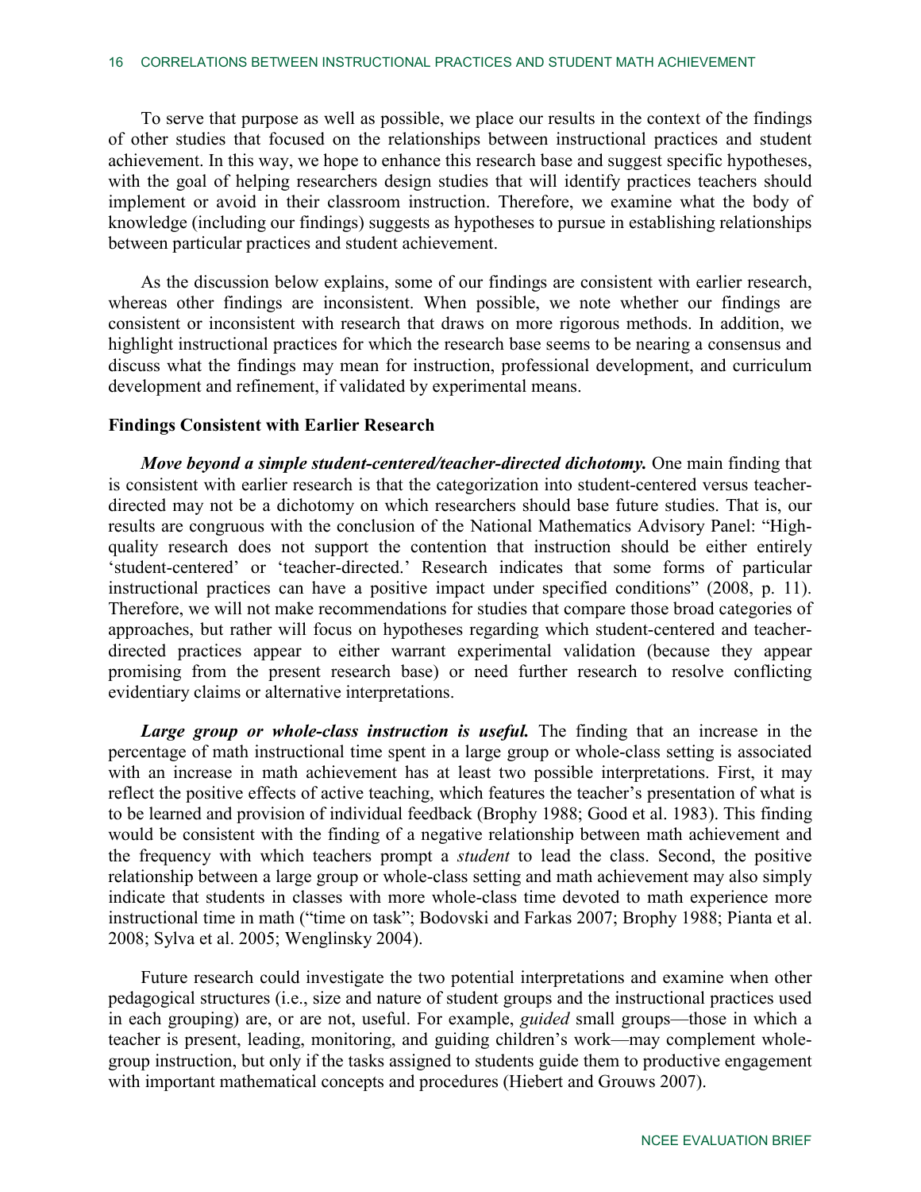To serve that purpose as well as possible, we place our results in the context of the findings of other studies that focused on the relationships between instructional practices and student achievement. In this way, we hope to enhance this research base and suggest specific hypotheses, with the goal of helping researchers design studies that will identify practices teachers should implement or avoid in their classroom instruction. Therefore, we examine what the body of knowledge (including our findings) suggests as hypotheses to pursue in establishing relationships between particular practices and student achievement.

As the discussion below explains, some of our findings are consistent with earlier research, whereas other findings are inconsistent. When possible, we note whether our findings are consistent or inconsistent with research that draws on more rigorous methods. In addition, we highlight instructional practices for which the research base seems to be nearing a consensus and discuss what the findings may mean for instruction, professional development, and curriculum development and refinement, if validated by experimental means.

### Findings Consistent with Earlier Research

***Move beyond a simple student-centered/teacher-directed dichotomy.*** One main finding that is consistent with earlier research is that the categorization into student-centered versus teacher-directed may not be a dichotomy on which researchers should base future studies. That is, our results are congruous with the conclusion of the National Mathematics Advisory Panel: "High-quality research does not support the contention that instruction should be either entirely 'student-centered' or 'teacher-directed.' Research indicates that some forms of particular instructional practices can have a positive impact under specified conditions" (2008, p. 11). Therefore, we will not make recommendations for studies that compare those broad categories of approaches, but rather will focus on hypotheses regarding which student-centered and teacher-directed practices appear to either warrant experimental validation (because they appear promising from the present research base) or need further research to resolve conflicting evidentiary claims or alternative interpretations.

***Large group or whole-class instruction is useful.*** The finding that an increase in the percentage of math instructional time spent in a large group or whole-class setting is associated with an increase in math achievement has at least two possible interpretations. First, it may reflect the positive effects of active teaching, which features the teacher's presentation of what is to be learned and provision of individual feedback (Brophy 1988; Good et al. 1983). This finding would be consistent with the finding of a negative relationship between math achievement and the frequency with which teachers prompt a *student* to lead the class. Second, the positive relationship between a large group or whole-class setting and math achievement may also simply indicate that students in classes with more whole-class time devoted to math experience more instructional time in math ("time on task"; Bodovski and Farkas 2007; Brophy 1988; Pianta et al. 2008; Sylva et al. 2005; Wenglinsky 2004).

Future research could investigate the two potential interpretations and examine when other pedagogical structures (i.e., size and nature of student groups and the instructional practices used in each grouping) are, or are not, useful. For example, *guided* small groups—those in which a teacher is present, leading, monitoring, and guiding children's work—may complement whole-group instruction, but only if the tasks assigned to students guide them to productive engagement with important mathematical concepts and procedures (Hiebert and Grouws 2007).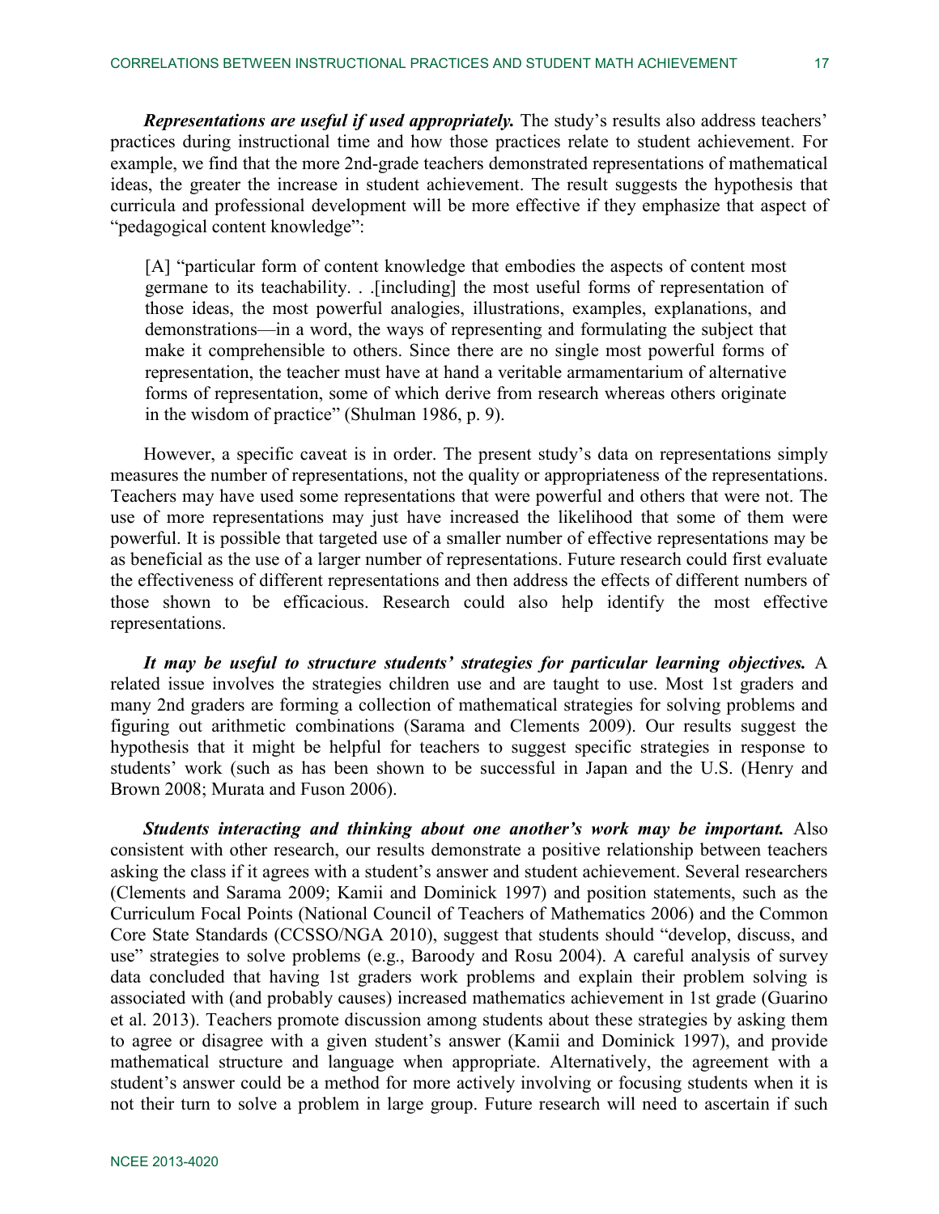***Representations are useful if used appropriately.*** The study's results also address teachers' practices during instructional time and how those practices relate to student achievement. For example, we find that the more 2nd-grade teachers demonstrated representations of mathematical ideas, the greater the increase in student achievement. The result suggests the hypothesis that curricula and professional development will be more effective if they emphasize that aspect of "pedagogical content knowledge":

> [A] "particular form of content knowledge that embodies the aspects of content most germane to its teachability. . .[including] the most useful forms of representation of those ideas, the most powerful analogies, illustrations, examples, explanations, and demonstrations—in a word, the ways of representing and formulating the subject that make it comprehensible to others. Since there are no single most powerful forms of representation, the teacher must have at hand a veritable armamentarium of alternative forms of representation, some of which derive from research whereas others originate in the wisdom of practice" (Shulman 1986, p. 9).

However, a specific caveat is in order. The present study's data on representations simply measures the number of representations, not the quality or appropriateness of the representations. Teachers may have used some representations that were powerful and others that were not. The use of more representations may just have increased the likelihood that some of them were powerful. It is possible that targeted use of a smaller number of effective representations may be as beneficial as the use of a larger number of representations. Future research could first evaluate the effectiveness of different representations and then address the effects of different numbers of those shown to be efficacious. Research could also help identify the most effective representations.

***It may be useful to structure students' strategies for particular learning objectives.*** A related issue involves the strategies children use and are taught to use. Most 1st graders and many 2nd graders are forming a collection of mathematical strategies for solving problems and figuring out arithmetic combinations (Sarama and Clements 2009). Our results suggest the hypothesis that it might be helpful for teachers to suggest specific strategies in response to students' work (such as has been shown to be successful in Japan and the U.S. (Henry and Brown 2008; Murata and Fuson 2006).

***Students interacting and thinking about one another's work may be important.*** Also consistent with other research, our results demonstrate a positive relationship between teachers asking the class if it agrees with a student's answer and student achievement. Several researchers (Clements and Sarama 2009; Kamii and Dominick 1997) and position statements, such as the Curriculum Focal Points (National Council of Teachers of Mathematics 2006) and the Common Core State Standards (CCSSO/NGA 2010), suggest that students should "develop, discuss, and use" strategies to solve problems (e.g., Baroody and Rosu 2004). A careful analysis of survey data concluded that having 1st graders work problems and explain their problem solving is associated with (and probably causes) increased mathematics achievement in 1st grade (Guarino et al. 2013). Teachers promote discussion among students about these strategies by asking them to agree or disagree with a given student's answer (Kamii and Dominick 1997), and provide mathematical structure and language when appropriate. Alternatively, the agreement with a student's answer could be a method for more actively involving or focusing students when it is not their turn to solve a problem in large group. Future research will need to ascertain if such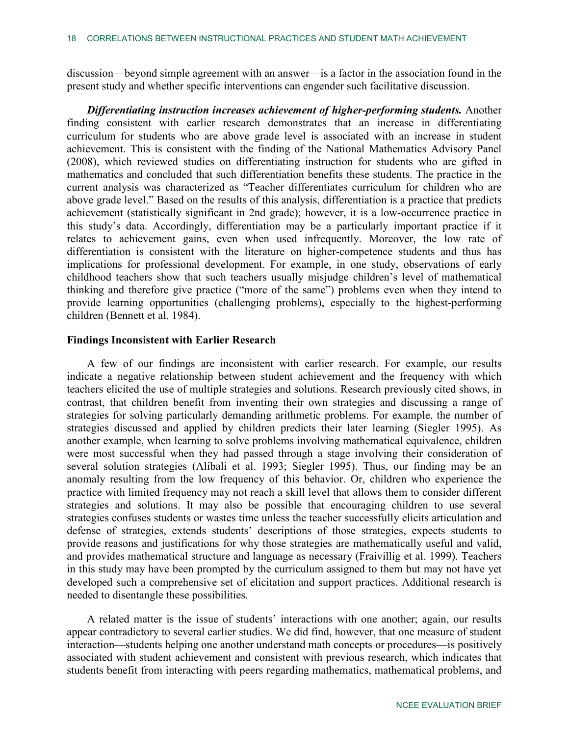discussion—beyond simple agreement with an answer—is a factor in the association found in the present study and whether specific interventions can engender such facilitative discussion.

***Differentiating instruction increases achievement of higher-performing students.*** Another finding consistent with earlier research demonstrates that an increase in differentiating curriculum for students who are above grade level is associated with an increase in student achievement. This is consistent with the finding of the National Mathematics Advisory Panel (2008), which reviewed studies on differentiating instruction for students who are gifted in mathematics and concluded that such differentiation benefits these students. The practice in the current analysis was characterized as "Teacher differentiates curriculum for children who are above grade level." Based on the results of this analysis, differentiation is a practice that predicts achievement (statistically significant in 2nd grade); however, it is a low-occurrence practice in this study's data. Accordingly, differentiation may be a particularly important practice if it relates to achievement gains, even when used infrequently. Moreover, the low rate of differentiation is consistent with the literature on higher-competence students and thus has implications for professional development. For example, in one study, observations of early childhood teachers show that such teachers usually misjudge children's level of mathematical thinking and therefore give practice ("more of the same") problems even when they intend to provide learning opportunities (challenging problems), especially to the highest-performing children (Bennett et al. 1984).

**Findings Inconsistent with Earlier Research**

A few of our findings are inconsistent with earlier research. For example, our results indicate a negative relationship between student achievement and the frequency with which teachers elicited the use of multiple strategies and solutions. Research previously cited shows, in contrast, that children benefit from inventing their own strategies and discussing a range of strategies for solving particularly demanding arithmetic problems. For example, the number of strategies discussed and applied by children predicts their later learning (Siegler 1995). As another example, when learning to solve problems involving mathematical equivalence, children were most successful when they had passed through a stage involving their consideration of several solution strategies (Alibali et al. 1993; Siegler 1995). Thus, our finding may be an anomaly resulting from the low frequency of this behavior. Or, children who experience the practice with limited frequency may not reach a skill level that allows them to consider different strategies and solutions. It may also be possible that encouraging children to use several strategies confuses students or wastes time unless the teacher successfully elicits articulation and defense of strategies, extends students' descriptions of those strategies, expects students to provide reasons and justifications for why those strategies are mathematically useful and valid, and provides mathematical structure and language as necessary (Fraivillig et al. 1999). Teachers in this study may have been prompted by the curriculum assigned to them but may not have yet developed such a comprehensive set of elicitation and support practices. Additional research is needed to disentangle these possibilities.

A related matter is the issue of students' interactions with one another; again, our results appear contradictory to several earlier studies. We did find, however, that one measure of student interaction—students helping one another understand math concepts or procedures—is positively associated with student achievement and consistent with previous research, which indicates that students benefit from interacting with peers regarding mathematics, mathematical problems, and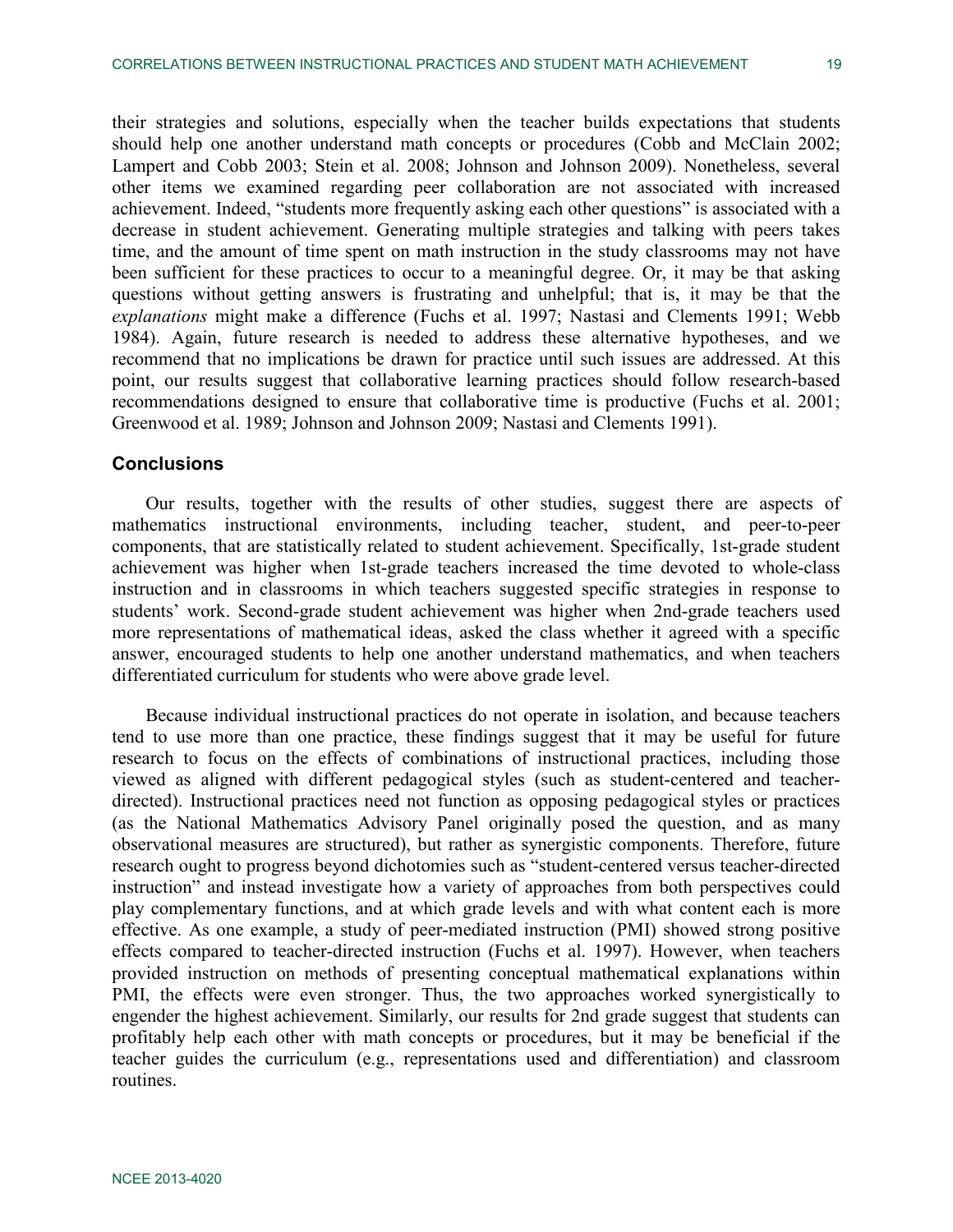their strategies and solutions, especially when the teacher builds expectations that students should help one another understand math concepts or procedures (Cobb and McClain 2002; Lampert and Cobb 2003; Stein et al. 2008; Johnson and Johnson 2009). Nonetheless, several other items we examined regarding peer collaboration are not associated with increased achievement. Indeed, "students more frequently asking each other questions" is associated with a decrease in student achievement. Generating multiple strategies and talking with peers takes time, and the amount of time spent on math instruction in the study classrooms may not have been sufficient for these practices to occur to a meaningful degree. Or, it may be that asking questions without getting answers is frustrating and unhelpful; that is, it may be that the *explanations* might make a difference (Fuchs et al. 1997; Nastasi and Clements 1991; Webb 1984). Again, future research is needed to address these alternative hypotheses, and we recommend that no implications be drawn for practice until such issues are addressed. At this point, our results suggest that collaborative learning practices should follow research-based recommendations designed to ensure that collaborative time is productive (Fuchs et al. 2001; Greenwood et al. 1989; Johnson and Johnson 2009; Nastasi and Clements 1991).

## Conclusions

Our results, together with the results of other studies, suggest there are aspects of mathematics instructional environments, including teacher, student, and peer-to-peer components, that are statistically related to student achievement. Specifically, 1st-grade student achievement was higher when 1st-grade teachers increased the time devoted to whole-class instruction and in classrooms in which teachers suggested specific strategies in response to students' work. Second-grade student achievement was higher when 2nd-grade teachers used more representations of mathematical ideas, asked the class whether it agreed with a specific answer, encouraged students to help one another understand mathematics, and when teachers differentiated curriculum for students who were above grade level.

Because individual instructional practices do not operate in isolation, and because teachers tend to use more than one practice, these findings suggest that it may be useful for future research to focus on the effects of combinations of instructional practices, including those viewed as aligned with different pedagogical styles (such as student-centered and teacher-directed). Instructional practices need not function as opposing pedagogical styles or practices (as the National Mathematics Advisory Panel originally posed the question, and as many observational measures are structured), but rather as synergistic components. Therefore, future research ought to progress beyond dichotomies such as "student-centered versus teacher-directed instruction" and instead investigate how a variety of approaches from both perspectives could play complementary functions, and at which grade levels and with what content each is more effective. As one example, a study of peer-mediated instruction (PMI) showed strong positive effects compared to teacher-directed instruction (Fuchs et al. 1997). However, when teachers provided instruction on methods of presenting conceptual mathematical explanations within PMI, the effects were even stronger. Thus, the two approaches worked synergistically to engender the highest achievement. Similarly, our results for 2nd grade suggest that students can profitably help each other with math concepts or procedures, but it may be beneficial if the teacher guides the curriculum (e.g., representations used and differentiation) and classroom routines.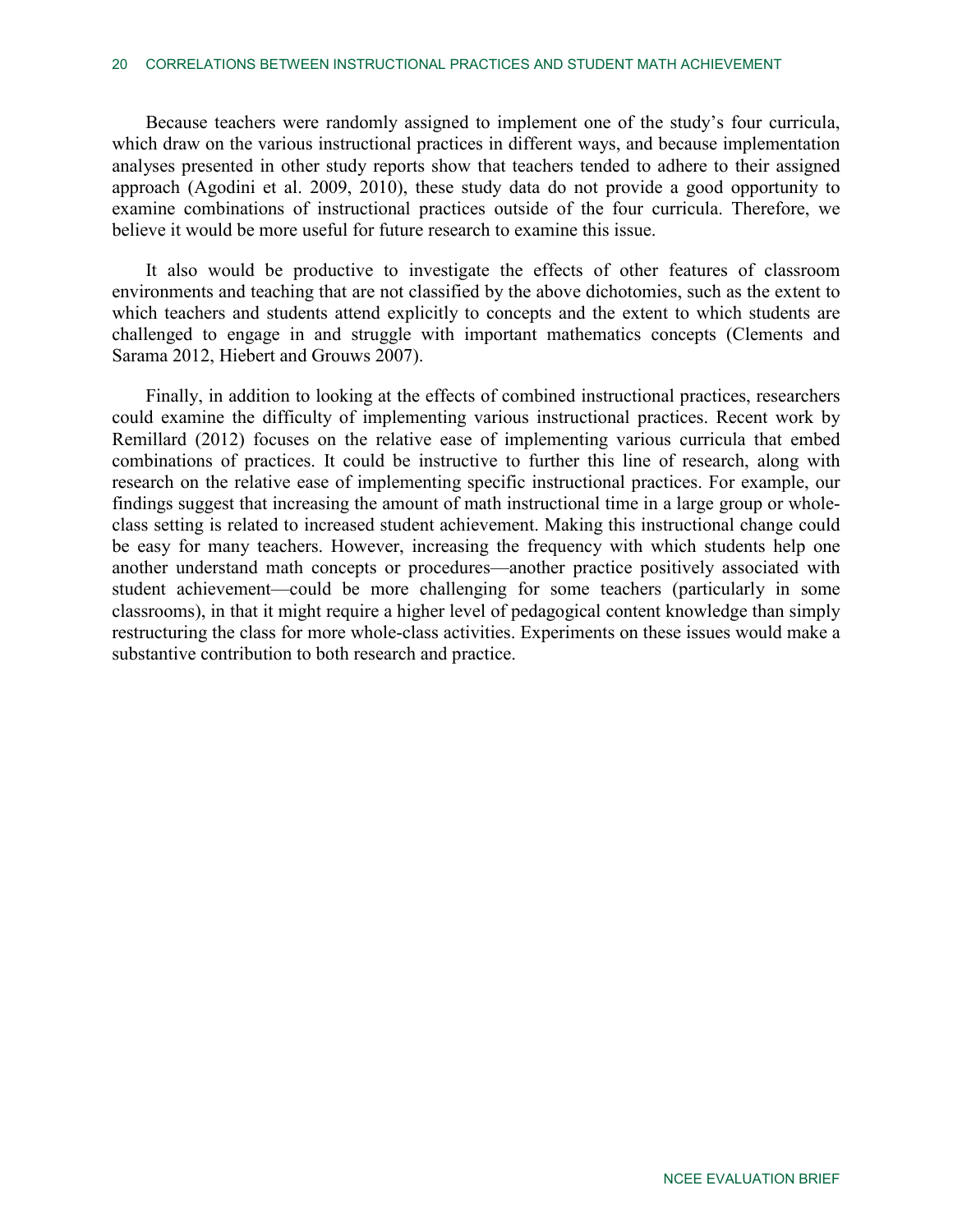Because teachers were randomly assigned to implement one of the study's four curricula, which draw on the various instructional practices in different ways, and because implementation analyses presented in other study reports show that teachers tended to adhere to their assigned approach (Agodini et al. 2009, 2010), these study data do not provide a good opportunity to examine combinations of instructional practices outside of the four curricula. Therefore, we believe it would be more useful for future research to examine this issue.

It also would be productive to investigate the effects of other features of classroom environments and teaching that are not classified by the above dichotomies, such as the extent to which teachers and students attend explicitly to concepts and the extent to which students are challenged to engage in and struggle with important mathematics concepts (Clements and Sarama 2012, Hiebert and Grouws 2007).

Finally, in addition to looking at the effects of combined instructional practices, researchers could examine the difficulty of implementing various instructional practices. Recent work by Remillard (2012) focuses on the relative ease of implementing various curricula that embed combinations of practices. It could be instructive to further this line of research, along with research on the relative ease of implementing specific instructional practices. For example, our findings suggest that increasing the amount of math instructional time in a large group or whole-class setting is related to increased student achievement. Making this instructional change could be easy for many teachers. However, increasing the frequency with which students help one another understand math concepts or procedures—another practice positively associated with student achievement—could be more challenging for some teachers (particularly in some classrooms), in that it might require a higher level of pedagogical content knowledge than simply restructuring the class for more whole-class activities. Experiments on these issues would make a substantive contribution to both research and practice.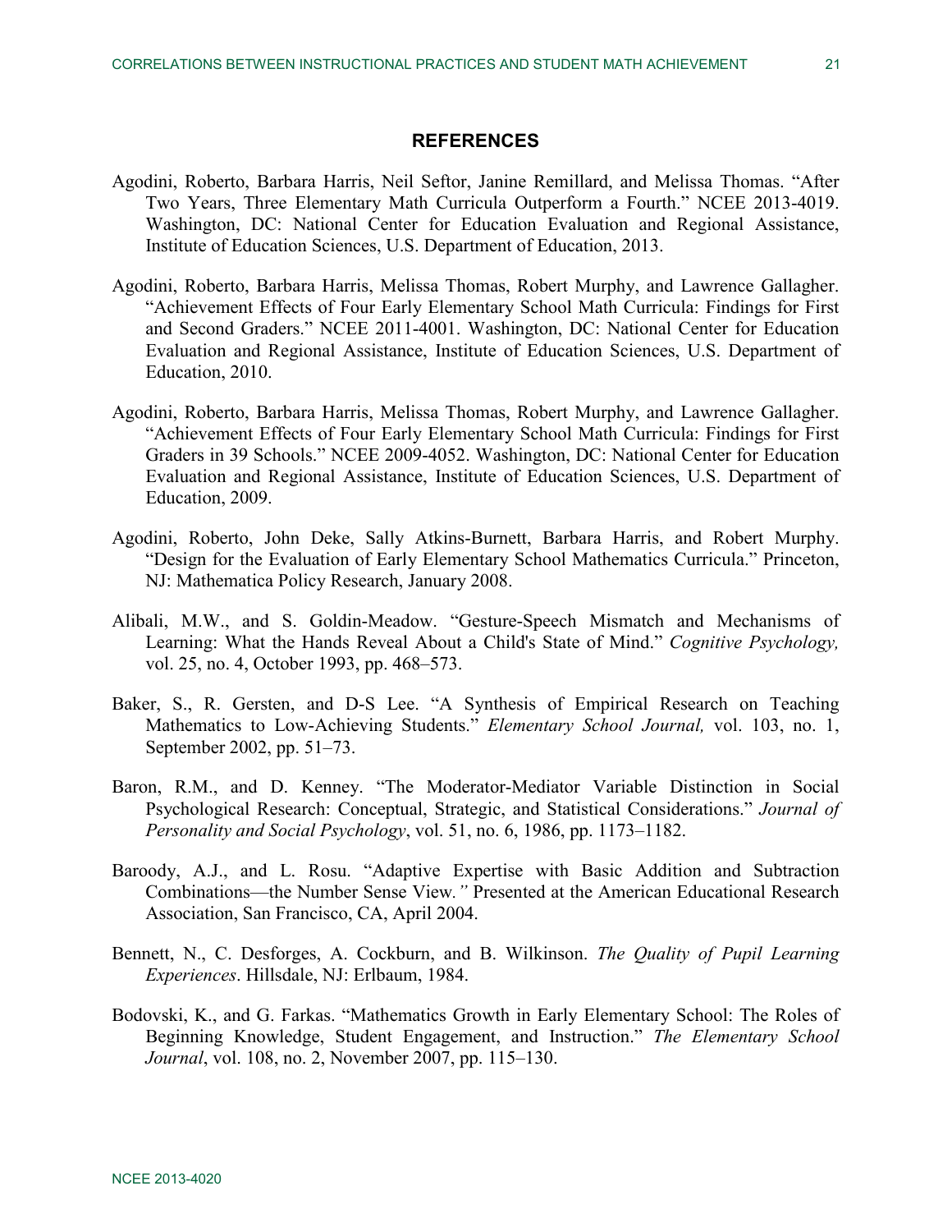## REFERENCES

Agodini, Roberto, Barbara Harris, Neil Seftor, Janine Remillard, and Melissa Thomas. "After Two Years, Three Elementary Math Curricula Outperform a Fourth." NCEE 2013-4019. Washington, DC: National Center for Education Evaluation and Regional Assistance, Institute of Education Sciences, U.S. Department of Education, 2013.

Agodini, Roberto, Barbara Harris, Melissa Thomas, Robert Murphy, and Lawrence Gallagher. "Achievement Effects of Four Early Elementary School Math Curricula: Findings for First and Second Graders." NCEE 2011-4001. Washington, DC: National Center for Education Evaluation and Regional Assistance, Institute of Education Sciences, U.S. Department of Education, 2010.

Agodini, Roberto, Barbara Harris, Melissa Thomas, Robert Murphy, and Lawrence Gallagher. "Achievement Effects of Four Early Elementary School Math Curricula: Findings for First Graders in 39 Schools." NCEE 2009-4052. Washington, DC: National Center for Education Evaluation and Regional Assistance, Institute of Education Sciences, U.S. Department of Education, 2009.

Agodini, Roberto, John Deke, Sally Atkins-Burnett, Barbara Harris, and Robert Murphy. "Design for the Evaluation of Early Elementary School Mathematics Curricula." Princeton, NJ: Mathematica Policy Research, January 2008.

Alibali, M.W., and S. Goldin-Meadow. "Gesture-Speech Mismatch and Mechanisms of Learning: What the Hands Reveal About a Child's State of Mind." *Cognitive Psychology,* vol. 25, no. 4, October 1993, pp. 468–573.

Baker, S., R. Gersten, and D-S Lee. "A Synthesis of Empirical Research on Teaching Mathematics to Low-Achieving Students." *Elementary School Journal,* vol. 103, no. 1, September 2002, pp. 51–73.

Baron, R.M., and D. Kenney. "The Moderator-Mediator Variable Distinction in Social Psychological Research: Conceptual, Strategic, and Statistical Considerations." *Journal of Personality and Social Psychology*, vol. 51, no. 6, 1986, pp. 1173–1182.

Baroody, A.J., and L. Rosu. "Adaptive Expertise with Basic Addition and Subtraction Combinations—the Number Sense View*."* Presented at the American Educational Research Association, San Francisco, CA, April 2004.

Bennett, N., C. Desforges, A. Cockburn, and B. Wilkinson. *The Quality of Pupil Learning Experiences*. Hillsdale, NJ: Erlbaum, 1984.

Bodovski, K., and G. Farkas. "Mathematics Growth in Early Elementary School: The Roles of Beginning Knowledge, Student Engagement, and Instruction." *The Elementary School Journal*, vol. 108, no. 2, November 2007, pp. 115–130.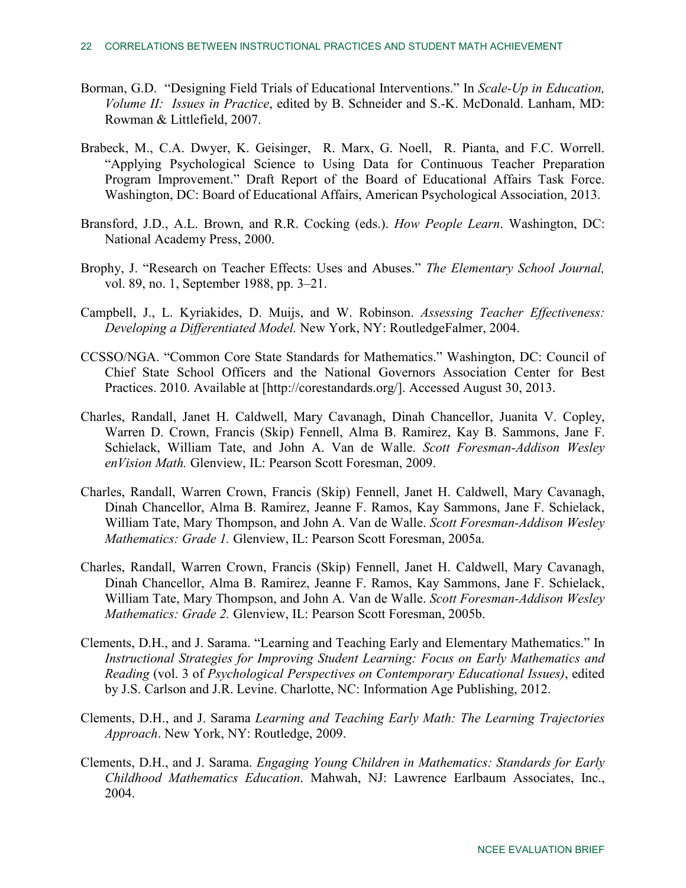Borman, G.D. "Designing Field Trials of Educational Interventions." In *Scale-Up in Education, Volume II: Issues in Practice*, edited by B. Schneider and S.-K. McDonald. Lanham, MD: Rowman & Littlefield, 2007.

Brabeck, M., C.A. Dwyer, K. Geisinger, R. Marx, G. Noell, R. Pianta, and F.C. Worrell. "Applying Psychological Science to Using Data for Continuous Teacher Preparation Program Improvement." Draft Report of the Board of Educational Affairs Task Force. Washington, DC: Board of Educational Affairs, American Psychological Association, 2013.

Bransford, J.D., A.L. Brown, and R.R. Cocking (eds.). *How People Learn*. Washington, DC: National Academy Press, 2000.

Brophy, J. "Research on Teacher Effects: Uses and Abuses." *The Elementary School Journal,* vol. 89, no. 1, September 1988, pp. 3–21.

Campbell, J., L. Kyriakides, D. Muijs, and W. Robinson. *Assessing Teacher Effectiveness: Developing a Differentiated Model.* New York, NY: RoutledgeFalmer, 2004.

CCSSO/NGA. "Common Core State Standards for Mathematics." Washington, DC: Council of Chief State School Officers and the National Governors Association Center for Best Practices. 2010. Available at [http://corestandards.org/]. Accessed August 30, 2013.

Charles, Randall, Janet H. Caldwell, Mary Cavanagh, Dinah Chancellor, Juanita V. Copley, Warren D. Crown, Francis (Skip) Fennell, Alma B. Ramirez, Kay B. Sammons, Jane F. Schielack, William Tate, and John A. Van de Walle. *Scott Foresman-Addison Wesley enVision Math.* Glenview, IL: Pearson Scott Foresman, 2009.

Charles, Randall, Warren Crown, Francis (Skip) Fennell, Janet H. Caldwell, Mary Cavanagh, Dinah Chancellor, Alma B. Ramirez, Jeanne F. Ramos, Kay Sammons, Jane F. Schielack, William Tate, Mary Thompson, and John A. Van de Walle. *Scott Foresman-Addison Wesley Mathematics: Grade 1.* Glenview, IL: Pearson Scott Foresman, 2005a.

Charles, Randall, Warren Crown, Francis (Skip) Fennell, Janet H. Caldwell, Mary Cavanagh, Dinah Chancellor, Alma B. Ramirez, Jeanne F. Ramos, Kay Sammons, Jane F. Schielack, William Tate, Mary Thompson, and John A. Van de Walle. *Scott Foresman-Addison Wesley Mathematics: Grade 2.* Glenview, IL: Pearson Scott Foresman, 2005b.

Clements, D.H., and J. Sarama. "Learning and Teaching Early and Elementary Mathematics." In *Instructional Strategies for Improving Student Learning: Focus on Early Mathematics and Reading* (vol. 3 of *Psychological Perspectives on Contemporary Educational Issues)*, edited by J.S. Carlson and J.R. Levine. Charlotte, NC: Information Age Publishing, 2012.

Clements, D.H., and J. Sarama *Learning and Teaching Early Math: The Learning Trajectories Approach*. New York, NY: Routledge, 2009.

Clements, D.H., and J. Sarama. *Engaging Young Children in Mathematics: Standards for Early Childhood Mathematics Education*. Mahwah, NJ: Lawrence Earlbaum Associates, Inc., 2004.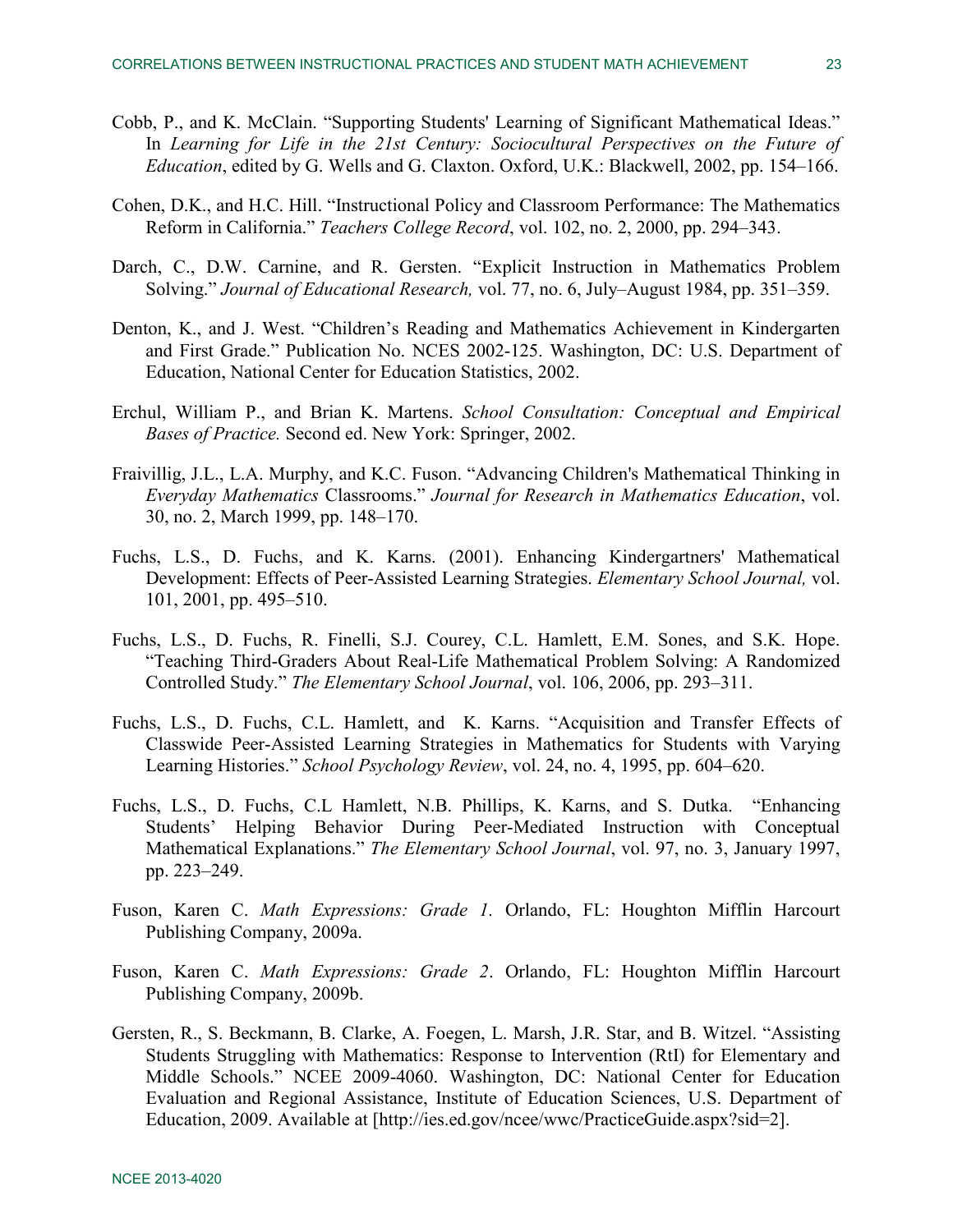Cobb, P., and K. McClain. "Supporting Students' Learning of Significant Mathematical Ideas." In *Learning for Life in the 21st Century: Sociocultural Perspectives on the Future of Education*, edited by G. Wells and G. Claxton. Oxford, U.K.: Blackwell, 2002, pp. 154–166.

Cohen, D.K., and H.C. Hill. "Instructional Policy and Classroom Performance: The Mathematics Reform in California." *Teachers College Record*, vol. 102, no. 2, 2000, pp. 294–343.

Darch, C., D.W. Carnine, and R. Gersten. "Explicit Instruction in Mathematics Problem Solving." *Journal of Educational Research,* vol. 77, no. 6, July–August 1984, pp. 351–359.

Denton, K., and J. West. "Children's Reading and Mathematics Achievement in Kindergarten and First Grade." Publication No. NCES 2002-125. Washington, DC: U.S. Department of Education, National Center for Education Statistics, 2002.

Erchul, William P., and Brian K. Martens. *School Consultation: Conceptual and Empirical Bases of Practice.* Second ed. New York: Springer, 2002.

Fraivillig, J.L., L.A. Murphy, and K.C. Fuson. "Advancing Children's Mathematical Thinking in *Everyday Mathematics* Classrooms." *Journal for Research in Mathematics Education*, vol. 30, no. 2, March 1999, pp. 148–170.

Fuchs, L.S., D. Fuchs, and K. Karns. (2001). Enhancing Kindergartners' Mathematical Development: Effects of Peer-Assisted Learning Strategies. *Elementary School Journal,* vol. 101, 2001, pp. 495–510.

Fuchs, L.S., D. Fuchs, R. Finelli, S.J. Courey, C.L. Hamlett, E.M. Sones, and S.K. Hope. "Teaching Third-Graders About Real-Life Mathematical Problem Solving: A Randomized Controlled Study." *The Elementary School Journal*, vol. 106, 2006, pp. 293–311.

Fuchs, L.S., D. Fuchs, C.L. Hamlett, and K. Karns. "Acquisition and Transfer Effects of Classwide Peer-Assisted Learning Strategies in Mathematics for Students with Varying Learning Histories." *School Psychology Review*, vol. 24, no. 4, 1995, pp. 604–620.

Fuchs, L.S., D. Fuchs, C.L Hamlett, N.B. Phillips, K. Karns, and S. Dutka. "Enhancing Students' Helping Behavior During Peer-Mediated Instruction with Conceptual Mathematical Explanations." *The Elementary School Journal*, vol. 97, no. 3, January 1997, pp. 223–249.

Fuson, Karen C. *Math Expressions: Grade 1.* Orlando, FL: Houghton Mifflin Harcourt Publishing Company, 2009a.

Fuson, Karen C. *Math Expressions: Grade 2*. Orlando, FL: Houghton Mifflin Harcourt Publishing Company, 2009b.

Gersten, R., S. Beckmann, B. Clarke, A. Foegen, L. Marsh, J.R. Star, and B. Witzel. "Assisting Students Struggling with Mathematics: Response to Intervention (RtI) for Elementary and Middle Schools." NCEE 2009-4060. Washington, DC: National Center for Education Evaluation and Regional Assistance, Institute of Education Sciences, U.S. Department of Education, 2009. Available at [http://ies.ed.gov/ncee/wwc/PracticeGuide.aspx?sid=2].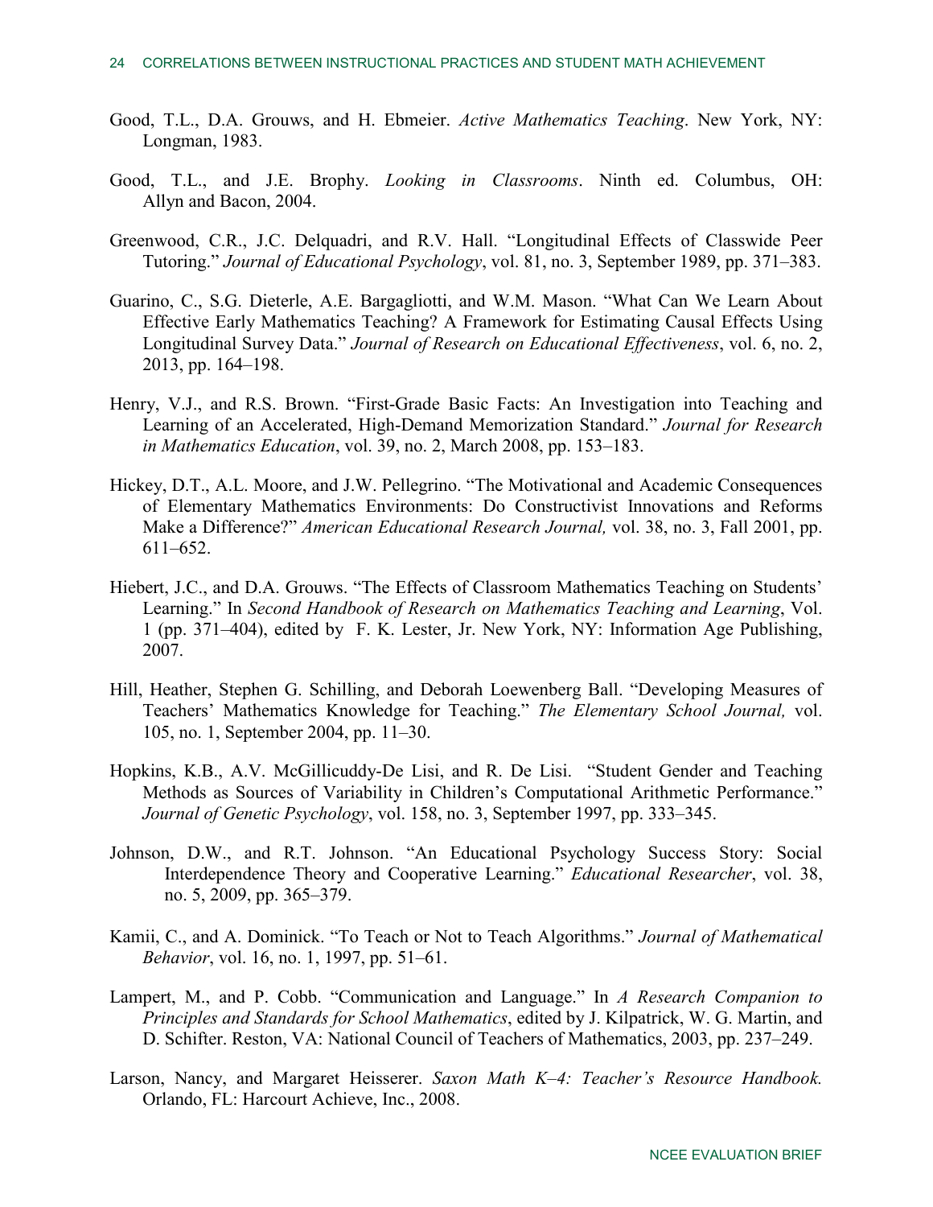Good, T.L., D.A. Grouws, and H. Ebmeier. *Active Mathematics Teaching*. New York, NY: Longman, 1983.

Good, T.L., and J.E. Brophy. *Looking in Classrooms*. Ninth ed. Columbus, OH: Allyn and Bacon, 2004.

Greenwood, C.R., J.C. Delquadri, and R.V. Hall. "Longitudinal Effects of Classwide Peer Tutoring." *Journal of Educational Psychology*, vol. 81, no. 3, September 1989, pp. 371–383.

Guarino, C., S.G. Dieterle, A.E. Bargagliotti, and W.M. Mason. "What Can We Learn About Effective Early Mathematics Teaching? A Framework for Estimating Causal Effects Using Longitudinal Survey Data." *Journal of Research on Educational Effectiveness*, vol. 6, no. 2, 2013, pp. 164–198.

Henry, V.J., and R.S. Brown. "First-Grade Basic Facts: An Investigation into Teaching and Learning of an Accelerated, High-Demand Memorization Standard." *Journal for Research in Mathematics Education*, vol. 39, no. 2, March 2008, pp. 153–183.

Hickey, D.T., A.L. Moore, and J.W. Pellegrino. "The Motivational and Academic Consequences of Elementary Mathematics Environments: Do Constructivist Innovations and Reforms Make a Difference?" *American Educational Research Journal,* vol. 38, no. 3, Fall 2001, pp. 611–652.

Hiebert, J.C., and D.A. Grouws. "The Effects of Classroom Mathematics Teaching on Students' Learning." In *Second Handbook of Research on Mathematics Teaching and Learning*, Vol. 1 (pp. 371–404), edited by F. K. Lester, Jr. New York, NY: Information Age Publishing, 2007.

Hill, Heather, Stephen G. Schilling, and Deborah Loewenberg Ball. "Developing Measures of Teachers' Mathematics Knowledge for Teaching." *The Elementary School Journal,* vol. 105, no. 1, September 2004, pp. 11–30.

Hopkins, K.B., A.V. McGillicuddy-De Lisi, and R. De Lisi. "Student Gender and Teaching Methods as Sources of Variability in Children's Computational Arithmetic Performance." *Journal of Genetic Psychology*, vol. 158, no. 3, September 1997, pp. 333–345.

Johnson, D.W., and R.T. Johnson. "An Educational Psychology Success Story: Social Interdependence Theory and Cooperative Learning." *Educational Researcher*, vol. 38, no. 5, 2009, pp. 365–379.

Kamii, C., and A. Dominick. "To Teach or Not to Teach Algorithms." *Journal of Mathematical Behavior*, vol. 16, no. 1, 1997, pp. 51–61.

Lampert, M., and P. Cobb. "Communication and Language." In *A Research Companion to Principles and Standards for School Mathematics*, edited by J. Kilpatrick, W. G. Martin, and D. Schifter. Reston, VA: National Council of Teachers of Mathematics, 2003, pp. 237–249.

Larson, Nancy, and Margaret Heisserer. *Saxon Math K–4: Teacher's Resource Handbook.* Orlando, FL: Harcourt Achieve, Inc., 2008.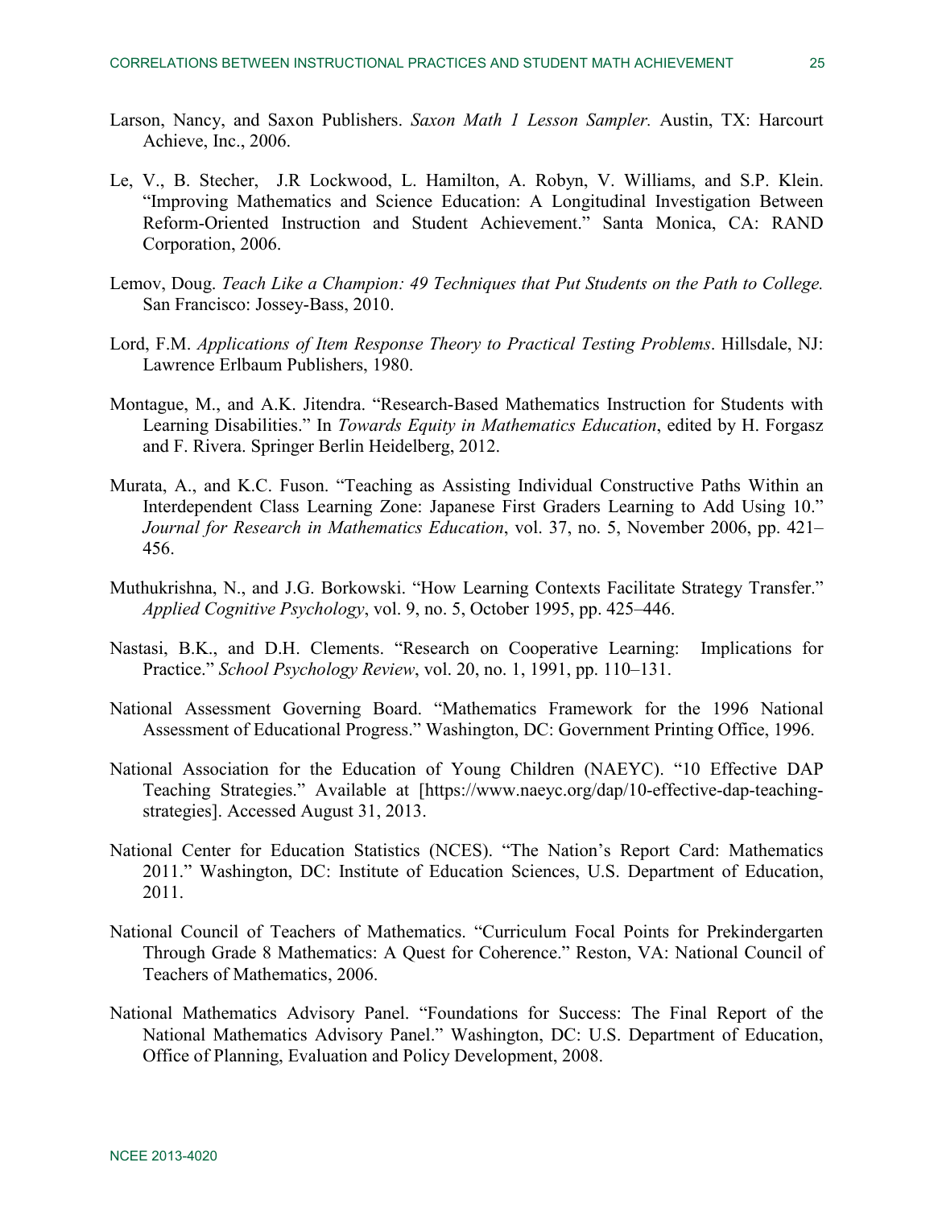Larson, Nancy, and Saxon Publishers. *Saxon Math 1 Lesson Sampler.* Austin, TX: Harcourt Achieve, Inc., 2006.

Le, V., B. Stecher, J.R Lockwood, L. Hamilton, A. Robyn, V. Williams, and S.P. Klein. "Improving Mathematics and Science Education: A Longitudinal Investigation Between Reform-Oriented Instruction and Student Achievement." Santa Monica, CA: RAND Corporation, 2006.

Lemov, Doug. *Teach Like a Champion: 49 Techniques that Put Students on the Path to College.* San Francisco: Jossey-Bass, 2010.

Lord, F.M. *Applications of Item Response Theory to Practical Testing Problems*. Hillsdale, NJ: Lawrence Erlbaum Publishers, 1980.

Montague, M., and A.K. Jitendra. "Research-Based Mathematics Instruction for Students with Learning Disabilities." In *Towards Equity in Mathematics Education*, edited by H. Forgasz and F. Rivera. Springer Berlin Heidelberg, 2012.

Murata, A., and K.C. Fuson. "Teaching as Assisting Individual Constructive Paths Within an Interdependent Class Learning Zone: Japanese First Graders Learning to Add Using 10." *Journal for Research in Mathematics Education*, vol. 37, no. 5, November 2006, pp. 421–456.

Muthukrishna, N., and J.G. Borkowski. "How Learning Contexts Facilitate Strategy Transfer." *Applied Cognitive Psychology*, vol. 9, no. 5, October 1995, pp. 425–446.

Nastasi, B.K., and D.H. Clements. "Research on Cooperative Learning: Implications for Practice." *School Psychology Review*, vol. 20, no. 1, 1991, pp. 110–131.

National Assessment Governing Board. "Mathematics Framework for the 1996 National Assessment of Educational Progress." Washington, DC: Government Printing Office, 1996.

National Association for the Education of Young Children (NAEYC). "10 Effective DAP Teaching Strategies." Available at [https://www.naeyc.org/dap/10-effective-dap-teaching-strategies]. Accessed August 31, 2013.

National Center for Education Statistics (NCES). "The Nation's Report Card: Mathematics 2011." Washington, DC: Institute of Education Sciences, U.S. Department of Education, 2011.

National Council of Teachers of Mathematics. "Curriculum Focal Points for Prekindergarten Through Grade 8 Mathematics: A Quest for Coherence." Reston, VA: National Council of Teachers of Mathematics, 2006.

National Mathematics Advisory Panel. "Foundations for Success: The Final Report of the National Mathematics Advisory Panel." Washington, DC: U.S. Department of Education, Office of Planning, Evaluation and Policy Development, 2008.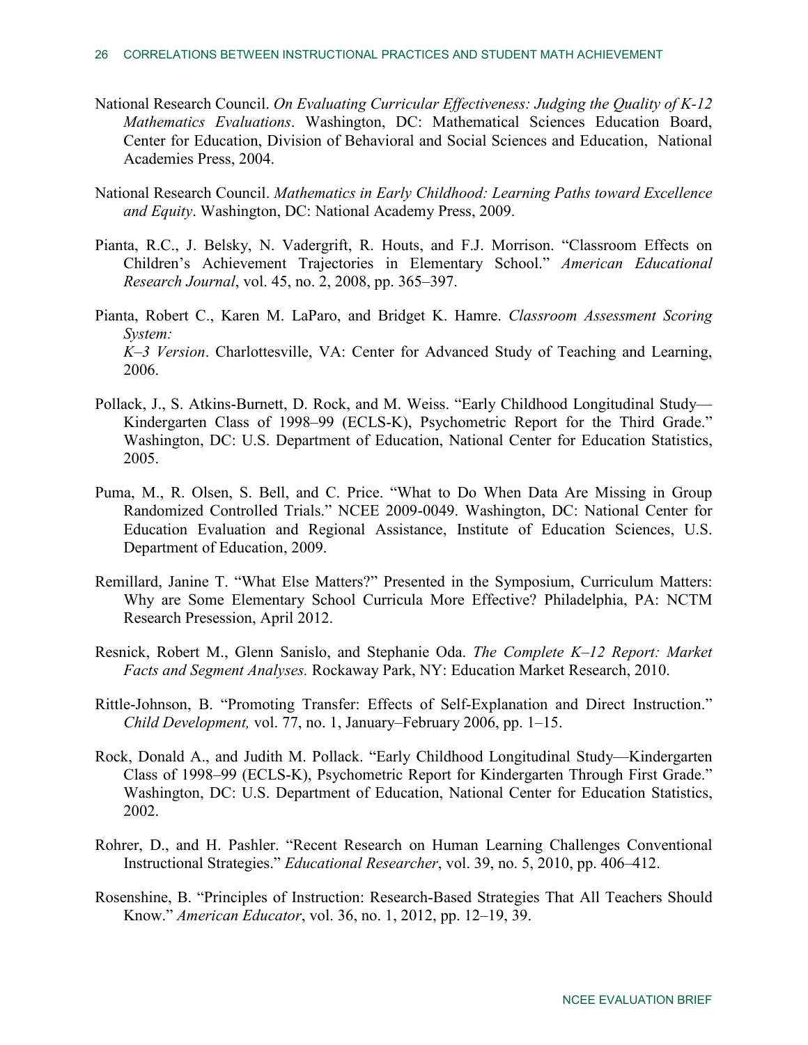National Research Council. *On Evaluating Curricular Effectiveness: Judging the Quality of K-12 Mathematics Evaluations*. Washington, DC: Mathematical Sciences Education Board, Center for Education, Division of Behavioral and Social Sciences and Education, National Academies Press, 2004.

National Research Council. *Mathematics in Early Childhood: Learning Paths toward Excellence and Equity*. Washington, DC: National Academy Press, 2009.

Pianta, R.C., J. Belsky, N. Vadergrift, R. Houts, and F.J. Morrison. "Classroom Effects on Children's Achievement Trajectories in Elementary School." *American Educational Research Journal*, vol. 45, no. 2, 2008, pp. 365–397.

Pianta, Robert C., Karen M. LaParo, and Bridget K. Hamre. *Classroom Assessment Scoring System: K–3 Version*. Charlottesville, VA: Center for Advanced Study of Teaching and Learning, 2006.

Pollack, J., S. Atkins-Burnett, D. Rock, and M. Weiss. "Early Childhood Longitudinal Study—Kindergarten Class of 1998–99 (ECLS-K), Psychometric Report for the Third Grade." Washington, DC: U.S. Department of Education, National Center for Education Statistics, 2005.

Puma, M., R. Olsen, S. Bell, and C. Price. "What to Do When Data Are Missing in Group Randomized Controlled Trials." NCEE 2009-0049. Washington, DC: National Center for Education Evaluation and Regional Assistance, Institute of Education Sciences, U.S. Department of Education, 2009.

Remillard, Janine T. "What Else Matters?" Presented in the Symposium, Curriculum Matters: Why are Some Elementary School Curricula More Effective? Philadelphia, PA: NCTM Research Presession, April 2012.

Resnick, Robert M., Glenn Sanislo, and Stephanie Oda. *The Complete K–12 Report: Market Facts and Segment Analyses.* Rockaway Park, NY: Education Market Research, 2010.

Rittle-Johnson, B. "Promoting Transfer: Effects of Self-Explanation and Direct Instruction." *Child Development,* vol. 77, no. 1, January–February 2006, pp. 1–15.

Rock, Donald A., and Judith M. Pollack. "Early Childhood Longitudinal Study—Kindergarten Class of 1998–99 (ECLS-K), Psychometric Report for Kindergarten Through First Grade." Washington, DC: U.S. Department of Education, National Center for Education Statistics, 2002.

Rohrer, D., and H. Pashler. "Recent Research on Human Learning Challenges Conventional Instructional Strategies." *Educational Researcher*, vol. 39, no. 5, 2010, pp. 406–412.

Rosenshine, B. "Principles of Instruction: Research-Based Strategies That All Teachers Should Know." *American Educator*, vol. 36, no. 1, 2012, pp. 12–19, 39.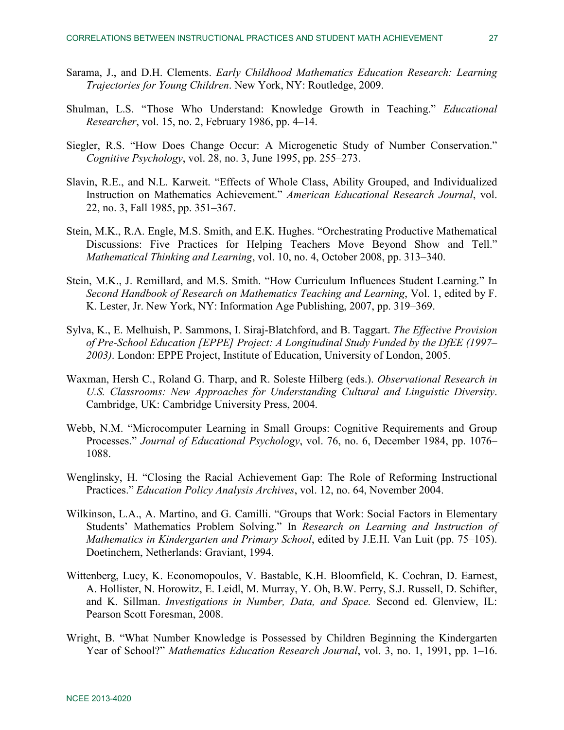Sarama, J., and D.H. Clements. *Early Childhood Mathematics Education Research: Learning Trajectories for Young Children*. New York, NY: Routledge, 2009.

Shulman, L.S. "Those Who Understand: Knowledge Growth in Teaching." *Educational Researcher*, vol. 15, no. 2, February 1986, pp. 4–14.

Siegler, R.S. "How Does Change Occur: A Microgenetic Study of Number Conservation." *Cognitive Psychology*, vol. 28, no. 3, June 1995, pp. 255–273.

Slavin, R.E., and N.L. Karweit. "Effects of Whole Class, Ability Grouped, and Individualized Instruction on Mathematics Achievement." *American Educational Research Journal*, vol. 22, no. 3, Fall 1985, pp. 351–367.

Stein, M.K., R.A. Engle, M.S. Smith, and E.K. Hughes. "Orchestrating Productive Mathematical Discussions: Five Practices for Helping Teachers Move Beyond Show and Tell." *Mathematical Thinking and Learning*, vol. 10, no. 4, October 2008, pp. 313–340.

Stein, M.K., J. Remillard, and M.S. Smith. "How Curriculum Influences Student Learning." In *Second Handbook of Research on Mathematics Teaching and Learning*, Vol. 1, edited by F. K. Lester, Jr. New York, NY: Information Age Publishing, 2007, pp. 319–369.

Sylva, K., E. Melhuish, P. Sammons, I. Siraj-Blatchford, and B. Taggart. *The Effective Provision of Pre-School Education [EPPE] Project: A Longitudinal Study Funded by the DfEE (1997–2003)*. London: EPPE Project, Institute of Education, University of London, 2005.

Waxman, Hersh C., Roland G. Tharp, and R. Soleste Hilberg (eds.). *Observational Research in U.S. Classrooms: New Approaches for Understanding Cultural and Linguistic Diversity*. Cambridge, UK: Cambridge University Press, 2004.

Webb, N.M. "Microcomputer Learning in Small Groups: Cognitive Requirements and Group Processes." *Journal of Educational Psychology*, vol. 76, no. 6, December 1984, pp. 1076–1088.

Wenglinsky, H. "Closing the Racial Achievement Gap: The Role of Reforming Instructional Practices." *Education Policy Analysis Archives*, vol. 12, no. 64, November 2004.

Wilkinson, L.A., A. Martino, and G. Camilli. "Groups that Work: Social Factors in Elementary Students' Mathematics Problem Solving." In *Research on Learning and Instruction of Mathematics in Kindergarten and Primary School*, edited by J.E.H. Van Luit (pp. 75–105). Doetinchem, Netherlands: Graviant, 1994.

Wittenberg, Lucy, K. Economopoulos, V. Bastable, K.H. Bloomfield, K. Cochran, D. Earnest, A. Hollister, N. Horowitz, E. Leidl, M. Murray, Y. Oh, B.W. Perry, S.J. Russell, D. Schifter, and K. Sillman. *Investigations in Number, Data, and Space.* Second ed. Glenview, IL: Pearson Scott Foresman, 2008.

Wright, B. "What Number Knowledge is Possessed by Children Beginning the Kindergarten Year of School?" *Mathematics Education Research Journal*, vol. 3, no. 1, 1991, pp. 1–16.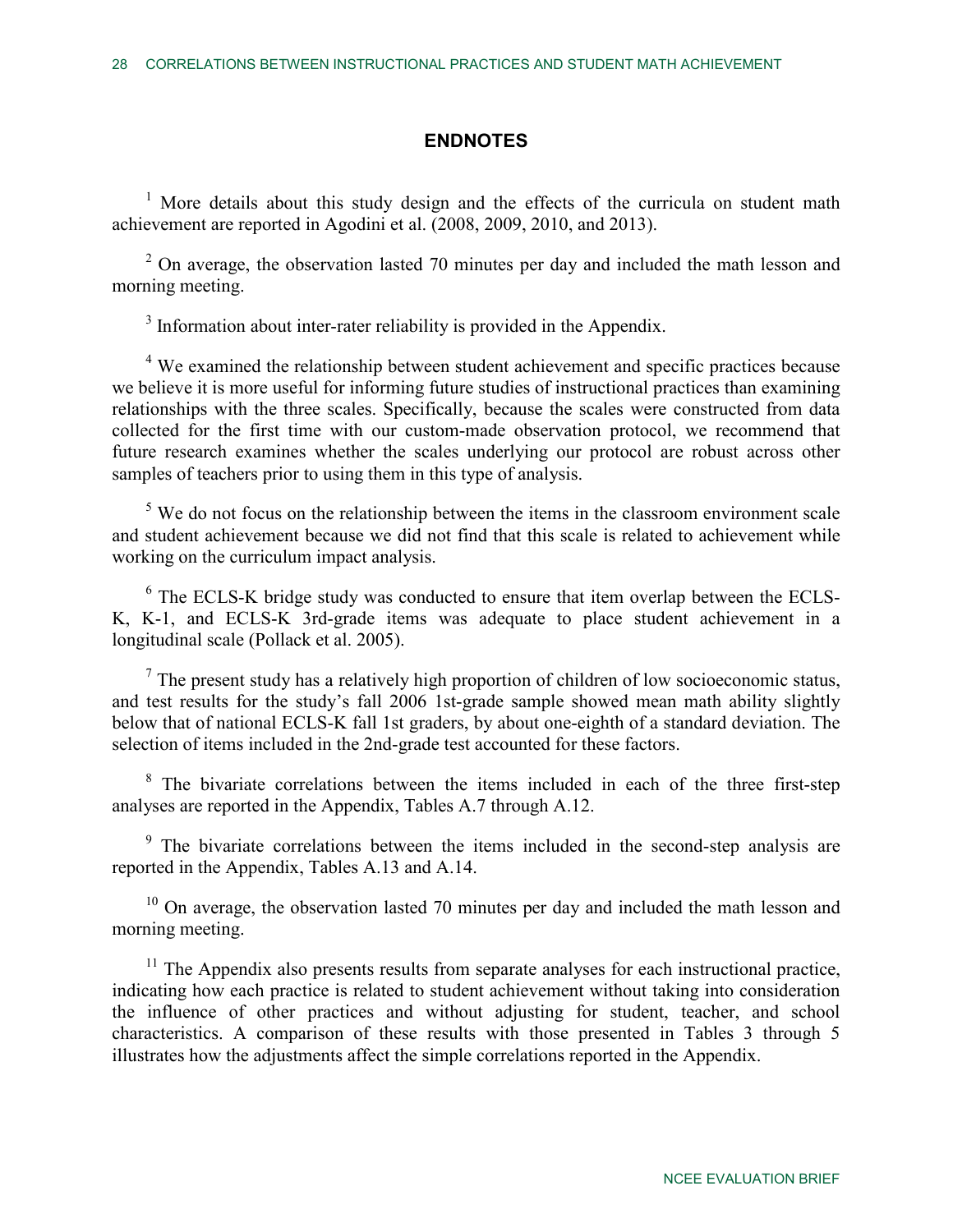## ENDNOTES

[1] More details about this study design and the effects of the curricula on student math achievement are reported in Agodini et al. (2008, 2009, 2010, and 2013).

[2] On average, the observation lasted 70 minutes per day and included the math lesson and morning meeting.

[3] Information about inter-rater reliability is provided in the Appendix.

[4] We examined the relationship between student achievement and specific practices because we believe it is more useful for informing future studies of instructional practices than examining relationships with the three scales. Specifically, because the scales were constructed from data collected for the first time with our custom-made observation protocol, we recommend that future research examines whether the scales underlying our protocol are robust across other samples of teachers prior to using them in this type of analysis.

[5] We do not focus on the relationship between the items in the classroom environment scale and student achievement because we did not find that this scale is related to achievement while working on the curriculum impact analysis.

[6] The ECLS-K bridge study was conducted to ensure that item overlap between the ECLS-K, K-1, and ECLS-K 3rd-grade items was adequate to place student achievement in a longitudinal scale (Pollack et al. 2005).

[7] The present study has a relatively high proportion of children of low socioeconomic status, and test results for the study's fall 2006 1st-grade sample showed mean math ability slightly below that of national ECLS-K fall 1st graders, by about one-eighth of a standard deviation. The selection of items included in the 2nd-grade test accounted for these factors.

[8] The bivariate correlations between the items included in each of the three first-step analyses are reported in the Appendix, Tables A.7 through A.12.

[9] The bivariate correlations between the items included in the second-step analysis are reported in the Appendix, Tables A.13 and A.14.

[10] On average, the observation lasted 70 minutes per day and included the math lesson and morning meeting.

[11] The Appendix also presents results from separate analyses for each instructional practice, indicating how each practice is related to student achievement without taking into consideration the influence of other practices and without adjusting for student, teacher, and school characteristics. A comparison of these results with those presented in Tables 3 through 5 illustrates how the adjustments affect the simple correlations reported in the Appendix.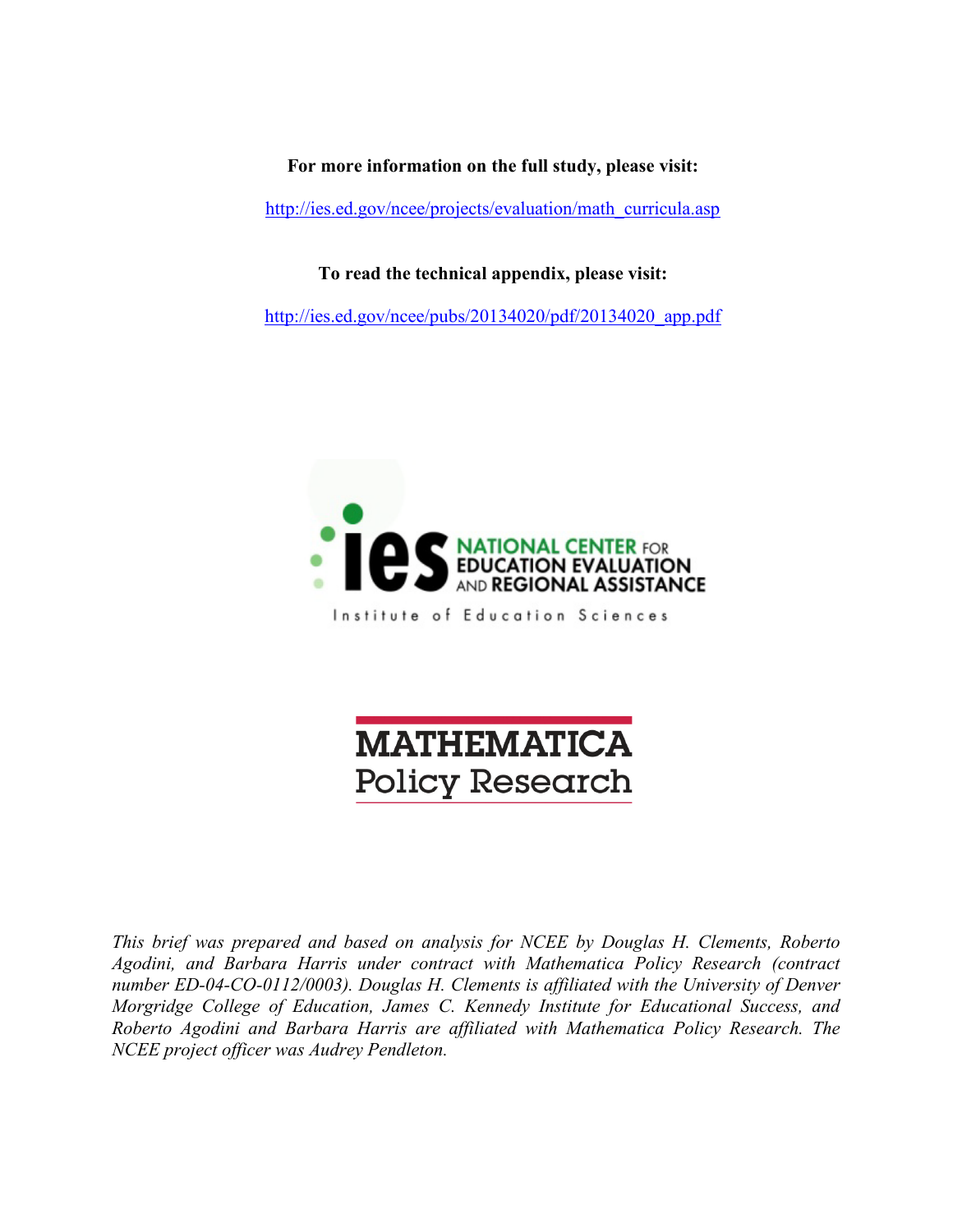**For more information on the full study, please visit:**

http://ies.ed.gov/ncee/projects/evaluation/math_curricula.asp

**To read the technical appendix, please visit:**

http://ies.ed.gov/ncee/pubs/20134020/pdf/20134020_app.pdf

ies NATIONAL CENTER FOR EDUCATION EVALUATION AND REGIONAL ASSISTANCE

Institute of Education Sciences

MATHEMATICA Policy Research

*This brief was prepared and based on analysis for NCEE by Douglas H. Clements, Roberto Agodini, and Barbara Harris under contract with Mathematica Policy Research (contract number ED-04-CO-0112/0003). Douglas H. Clements is affiliated with the University of Denver Morgridge College of Education, James C. Kennedy Institute for Educational Success, and Roberto Agodini and Barbara Harris are affiliated with Mathematica Policy Research. The NCEE project officer was Audrey Pendleton.*